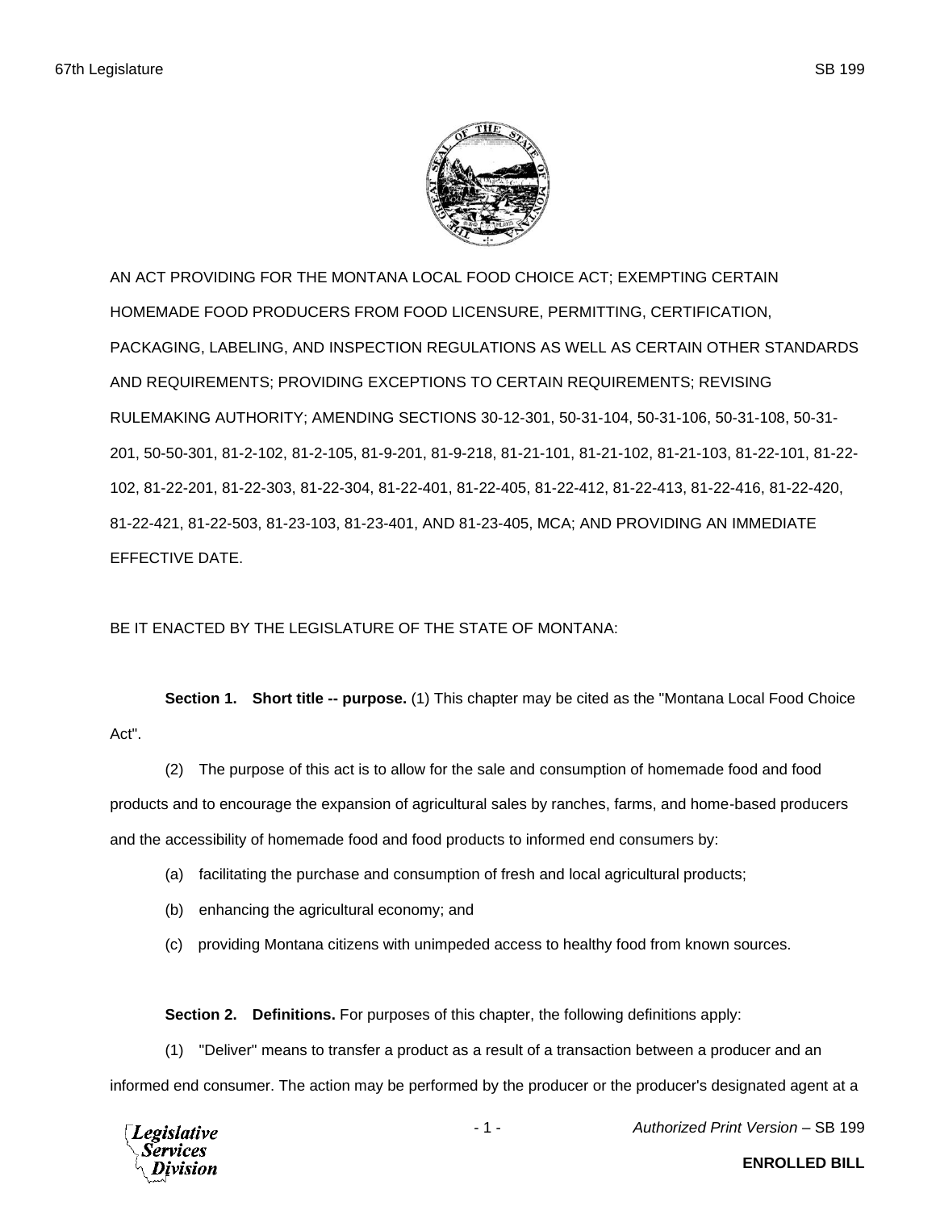AN ACT PROVIDING FOR THE MONTANA LOCAL FOOD CHOICE ACT; EXEMPTING CERTAIN HOMEMADE FOOD PRODUCERS FROM FOOD LICENSURE, PERMITTING, CERTIFICATION, PACKAGING, LABELING, AND INSPECTION REGULATIONS AS WELL AS CERTAIN OTHER STANDARDS AND REQUIREMENTS; PROVIDING EXCEPTIONS TO CERTAIN REQUIREMENTS; REVISING RULEMAKING AUTHORITY; AMENDING SECTIONS 30-12-301, 50-31-104, 50-31-106, 50-31-108, 50-31-201, 50-50-301, 81-2-102, 81-2-105, 81-9-201, 81-9-218, 81-21-101, 81-21-102, 81-21-103, 81-22-101, 81-22-102, 81-22-201, 81-22-303, 81-22-304, 81-22-401, 81-22-405, 81-22-412, 81-22-413, 81-22-416, 81-22-420, 81-22-421, 81-22-503, 81-23-103, 81-23-401, AND 81-23-405, MCA; AND PROVIDING AN IMMEDIATE EFFECTIVE DATE.

BE IT ENACTED BY THE LEGISLATURE OF THE STATE OF MONTANA:

**Section 1. Short title -- purpose.** (1) This chapter may be cited as the "Montana Local Food Choice Act".

(2) The purpose of this act is to allow for the sale and consumption of homemade food and food products and to encourage the expansion of agricultural sales by ranches, farms, and home-based producers and the accessibility of homemade food and food products to informed end consumers by:

(a) facilitating the purchase and consumption of fresh and local agricultural products;

(b) enhancing the agricultural economy; and

(c) providing Montana citizens with unimpeded access to healthy food from known sources.

**Section 2. Definitions.** For purposes of this chapter, the following definitions apply:

(1) "Deliver" means to transfer a product as a result of a transaction between a producer and an informed end consumer. The action may be performed by the producer or the producer's designated agent at a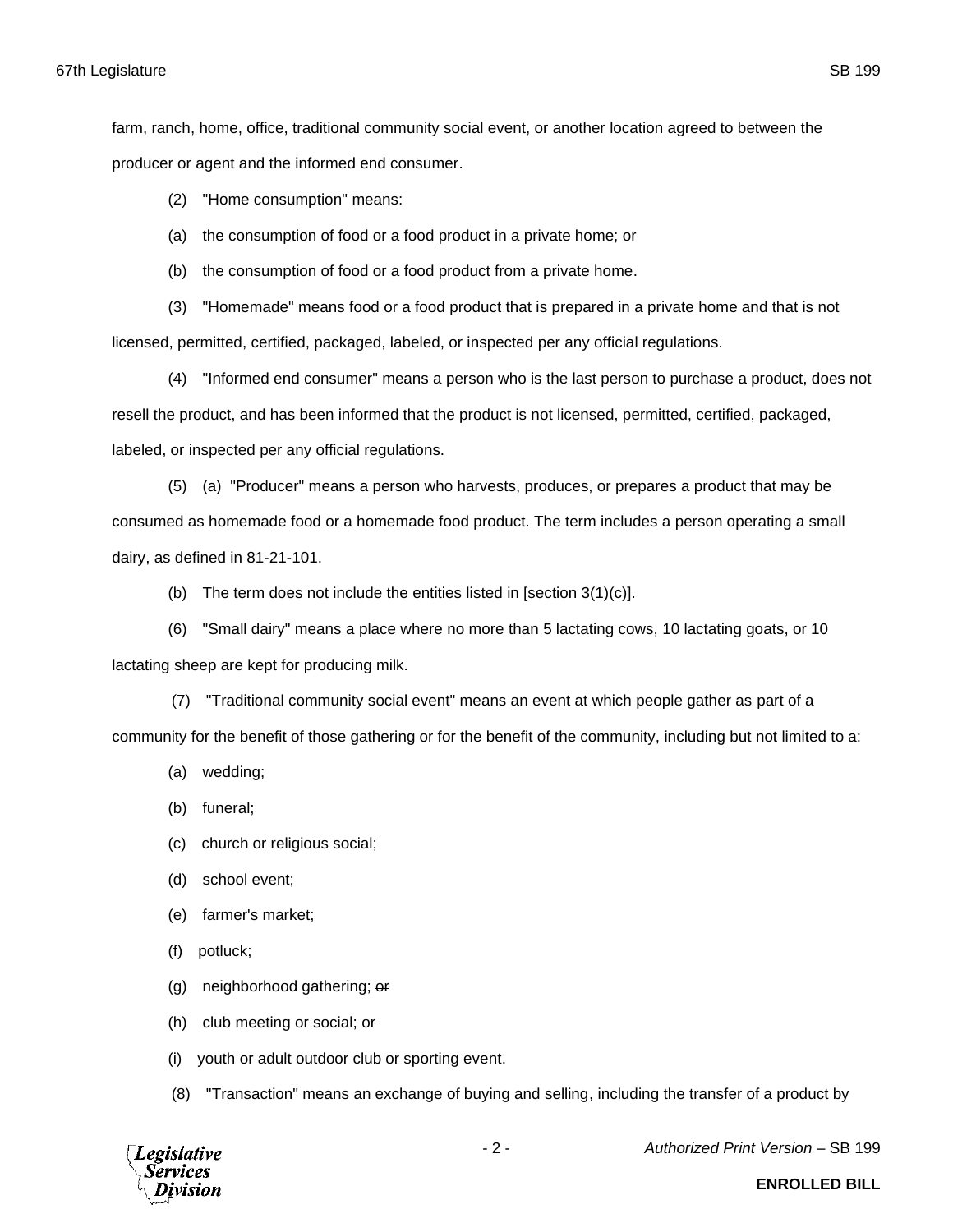farm, ranch, home, office, traditional community social event, or another location agreed to between the producer or agent and the informed end consumer.

(2) "Home consumption" means:

(a) the consumption of food or a food product in a private home; or

(b) the consumption of food or a food product from a private home.

(3) "Homemade" means food or a food product that is prepared in a private home and that is not licensed, permitted, certified, packaged, labeled, or inspected per any official regulations.

(4) "Informed end consumer" means a person who is the last person to purchase a product, does not resell the product, and has been informed that the product is not licensed, permitted, certified, packaged, labeled, or inspected per any official regulations.

(5) (a) "Producer" means a person who harvests, produces, or prepares a product that may be consumed as homemade food or a homemade food product. The term includes a person operating a small dairy, as defined in 81-21-101.

(b) The term does not include the entities listed in [section 3(1)(c)].

(6) "Small dairy" means a place where no more than 5 lactating cows, 10 lactating goats, or 10 lactating sheep are kept for producing milk.

(7) "Traditional community social event" means an event at which people gather as part of a community for the benefit of those gathering or for the benefit of the community, including but not limited to a:

(a) wedding;

(b) funeral;

(c) church or religious social;

(d) school event;

(e) farmer's market;

(f) potluck;

(g) neighborhood gathering; ~~or~~

(h) club meeting or social; or

(i) youth or adult outdoor club or sporting event.

(8) "Transaction" means an exchange of buying and selling, including the transfer of a product by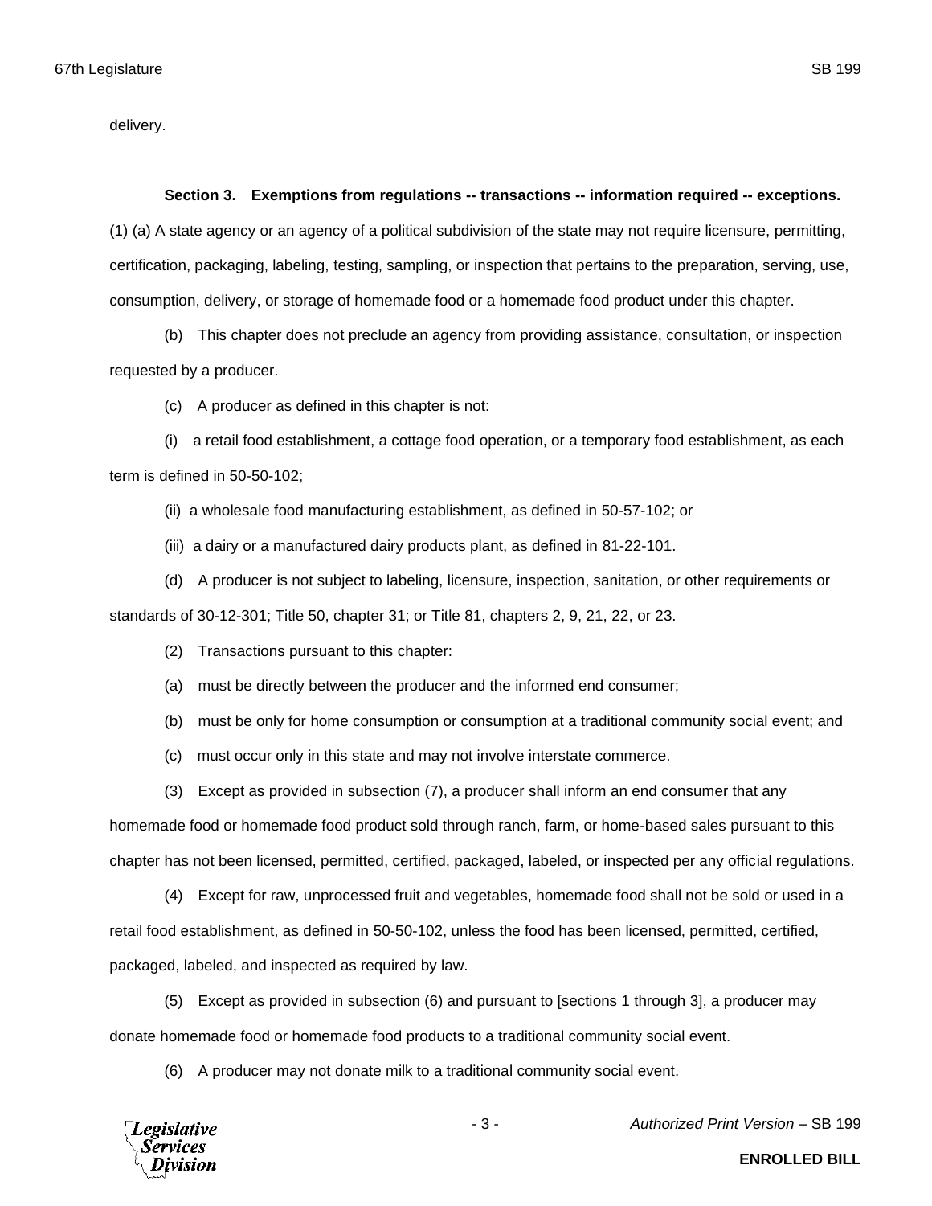delivery.

**Section 3. Exemptions from regulations -- transactions -- information required -- exceptions.** (1) (a) A state agency or an agency of a political subdivision of the state may not require licensure, permitting, certification, packaging, labeling, testing, sampling, or inspection that pertains to the preparation, serving, use, consumption, delivery, or storage of homemade food or a homemade food product under this chapter.

(b) This chapter does not preclude an agency from providing assistance, consultation, or inspection requested by a producer.

(c) A producer as defined in this chapter is not:

(i) a retail food establishment, a cottage food operation, or a temporary food establishment, as each term is defined in 50-50-102;

(ii) a wholesale food manufacturing establishment, as defined in 50-57-102; or

(iii) a dairy or a manufactured dairy products plant, as defined in 81-22-101.

(d) A producer is not subject to labeling, licensure, inspection, sanitation, or other requirements or standards of 30-12-301; Title 50, chapter 31; or Title 81, chapters 2, 9, 21, 22, or 23.

(2) Transactions pursuant to this chapter:

(a) must be directly between the producer and the informed end consumer;

(b) must be only for home consumption or consumption at a traditional community social event; and

(c) must occur only in this state and may not involve interstate commerce.

(3) Except as provided in subsection (7), a producer shall inform an end consumer that any homemade food or homemade food product sold through ranch, farm, or home-based sales pursuant to this chapter has not been licensed, permitted, certified, packaged, labeled, or inspected per any official regulations.

(4) Except for raw, unprocessed fruit and vegetables, homemade food shall not be sold or used in a retail food establishment, as defined in 50-50-102, unless the food has been licensed, permitted, certified, packaged, labeled, and inspected as required by law.

(5) Except as provided in subsection (6) and pursuant to [sections 1 through 3], a producer may donate homemade food or homemade food products to a traditional community social event.

(6) A producer may not donate milk to a traditional community social event.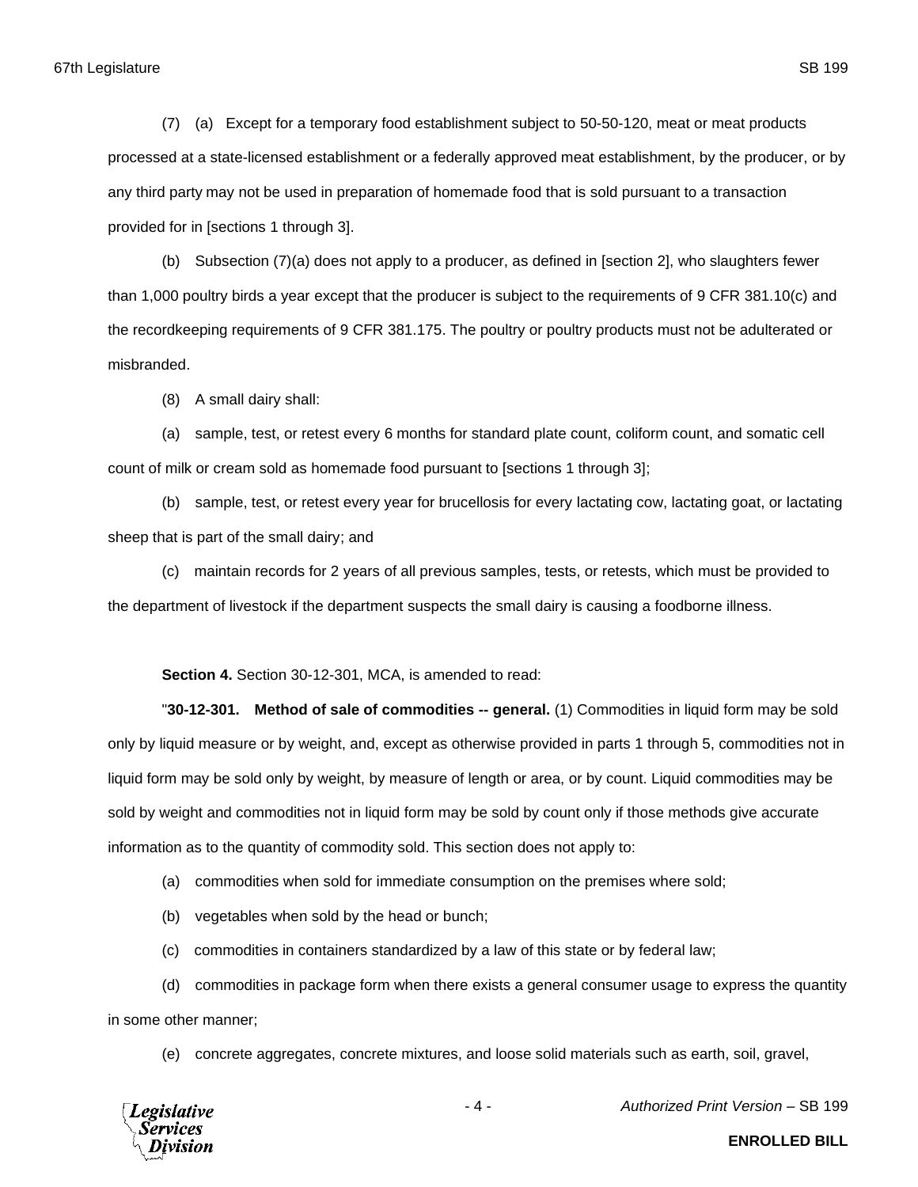(7) (a) Except for a temporary food establishment subject to 50-50-120, meat or meat products processed at a state-licensed establishment or a federally approved meat establishment, by the producer, or by any third party may not be used in preparation of homemade food that is sold pursuant to a transaction provided for in [sections 1 through 3].

(b) Subsection (7)(a) does not apply to a producer, as defined in [section 2], who slaughters fewer than 1,000 poultry birds a year except that the producer is subject to the requirements of 9 CFR 381.10(c) and the recordkeeping requirements of 9 CFR 381.175. The poultry or poultry products must not be adulterated or misbranded.

(8) A small dairy shall:

(a) sample, test, or retest every 6 months for standard plate count, coliform count, and somatic cell count of milk or cream sold as homemade food pursuant to [sections 1 through 3];

(b) sample, test, or retest every year for brucellosis for every lactating cow, lactating goat, or lactating sheep that is part of the small dairy; and

(c) maintain records for 2 years of all previous samples, tests, or retests, which must be provided to the department of livestock if the department suspects the small dairy is causing a foodborne illness.

**Section 4.** Section 30-12-301, MCA, is amended to read:

"**30-12-301. Method of sale of commodities -- general.** (1) Commodities in liquid form may be sold only by liquid measure or by weight, and, except as otherwise provided in parts 1 through 5, commodities not in liquid form may be sold only by weight, by measure of length or area, or by count. Liquid commodities may be sold by weight and commodities not in liquid form may be sold by count only if those methods give accurate information as to the quantity of commodity sold. This section does not apply to:

(a) commodities when sold for immediate consumption on the premises where sold;

(b) vegetables when sold by the head or bunch;

(c) commodities in containers standardized by a law of this state or by federal law;

(d) commodities in package form when there exists a general consumer usage to express the quantity in some other manner;

(e) concrete aggregates, concrete mixtures, and loose solid materials such as earth, soil, gravel,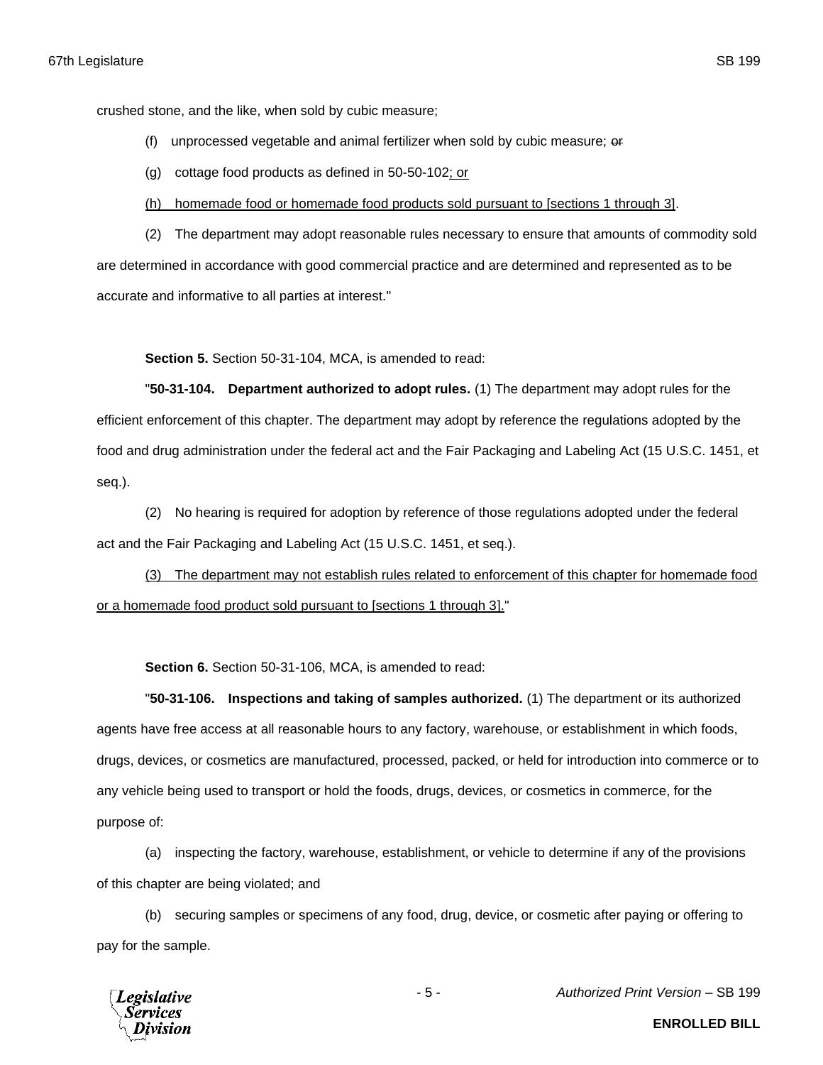crushed stone, and the like, when sold by cubic measure;

(f) unprocessed vegetable and animal fertilizer when sold by cubic measure; ~~or~~

(g) cottage food products as defined in 50-50-102<u>; or</u>

<u>(h) homemade food or homemade food products sold pursuant to [sections 1 through 3]</u>.

(2) The department may adopt reasonable rules necessary to ensure that amounts of commodity sold are determined in accordance with good commercial practice and are determined and represented as to be accurate and informative to all parties at interest."

**Section 5.** Section 50-31-104, MCA, is amended to read:

"**50-31-104. Department authorized to adopt rules.** (1) The department may adopt rules for the efficient enforcement of this chapter. The department may adopt by reference the regulations adopted by the food and drug administration under the federal act and the Fair Packaging and Labeling Act (15 U.S.C. 1451, et seq.).

(2) No hearing is required for adoption by reference of those regulations adopted under the federal act and the Fair Packaging and Labeling Act (15 U.S.C. 1451, et seq.).

<u>(3) The department may not establish rules related to enforcement of this chapter for homemade food or a homemade food product sold pursuant to [sections 1 through 3].</u>"

**Section 6.** Section 50-31-106, MCA, is amended to read:

"**50-31-106. Inspections and taking of samples authorized.** (1) The department or its authorized agents have free access at all reasonable hours to any factory, warehouse, or establishment in which foods, drugs, devices, or cosmetics are manufactured, processed, packed, or held for introduction into commerce or to any vehicle being used to transport or hold the foods, drugs, devices, or cosmetics in commerce, for the purpose of:

(a) inspecting the factory, warehouse, establishment, or vehicle to determine if any of the provisions of this chapter are being violated; and

(b) securing samples or specimens of any food, drug, device, or cosmetic after paying or offering to pay for the sample.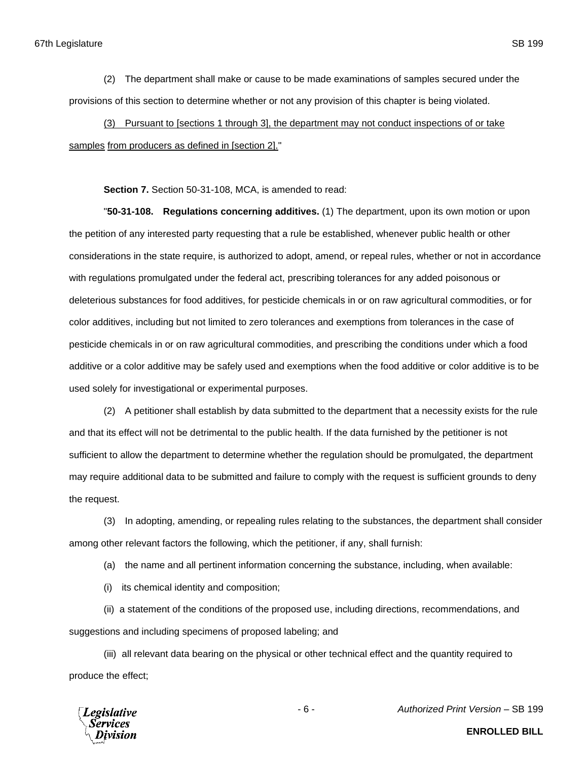(2) The department shall make or cause to be made examinations of samples secured under the provisions of this section to determine whether or not any provision of this chapter is being violated.

<u>(3) Pursuant to [sections 1 through 3], the department may not conduct inspections of or take samples from producers as defined in [section 2].</u>"

**Section 7.** Section 50-31-108, MCA, is amended to read:

"**50-31-108. Regulations concerning additives.** (1) The department, upon its own motion or upon the petition of any interested party requesting that a rule be established, whenever public health or other considerations in the state require, is authorized to adopt, amend, or repeal rules, whether or not in accordance with regulations promulgated under the federal act, prescribing tolerances for any added poisonous or deleterious substances for food additives, for pesticide chemicals in or on raw agricultural commodities, or for color additives, including but not limited to zero tolerances and exemptions from tolerances in the case of pesticide chemicals in or on raw agricultural commodities, and prescribing the conditions under which a food additive or a color additive may be safely used and exemptions when the food additive or color additive is to be used solely for investigational or experimental purposes.

(2) A petitioner shall establish by data submitted to the department that a necessity exists for the rule and that its effect will not be detrimental to the public health. If the data furnished by the petitioner is not sufficient to allow the department to determine whether the regulation should be promulgated, the department may require additional data to be submitted and failure to comply with the request is sufficient grounds to deny the request.

(3) In adopting, amending, or repealing rules relating to the substances, the department shall consider among other relevant factors the following, which the petitioner, if any, shall furnish:

(a) the name and all pertinent information concerning the substance, including, when available:

(i) its chemical identity and composition;

(ii) a statement of the conditions of the proposed use, including directions, recommendations, and suggestions and including specimens of proposed labeling; and

(iii) all relevant data bearing on the physical or other technical effect and the quantity required to produce the effect;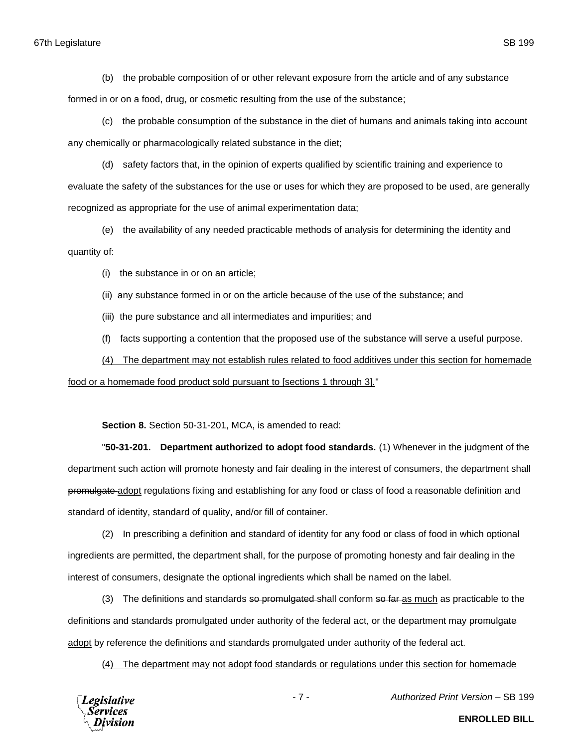(b) the probable composition of or other relevant exposure from the article and of any substance formed in or on a food, drug, or cosmetic resulting from the use of the substance;

(c) the probable consumption of the substance in the diet of humans and animals taking into account any chemically or pharmacologically related substance in the diet;

(d) safety factors that, in the opinion of experts qualified by scientific training and experience to evaluate the safety of the substances for the use or uses for which they are proposed to be used, are generally recognized as appropriate for the use of animal experimentation data;

(e) the availability of any needed practicable methods of analysis for determining the identity and quantity of:

(i) the substance in or on an article;

(ii) any substance formed in or on the article because of the use of the substance; and

(iii) the pure substance and all intermediates and impurities; and

(f) facts supporting a contention that the proposed use of the substance will serve a useful purpose.

<u>(4) The department may not establish rules related to food additives under this section for homemade food or a homemade food product sold pursuant to [sections 1 through 3].</u>"

**Section 8.** Section 50-31-201, MCA, is amended to read:

"**50-31-201. Department authorized to adopt food standards.** (1) Whenever in the judgment of the department such action will promote honesty and fair dealing in the interest of consumers, the department shall ~~promulgate~~ <u>adopt</u> regulations fixing and establishing for any food or class of food a reasonable definition and standard of identity, standard of quality, and/or fill of container.

(2) In prescribing a definition and standard of identity for any food or class of food in which optional ingredients are permitted, the department shall, for the purpose of promoting honesty and fair dealing in the interest of consumers, designate the optional ingredients which shall be named on the label.

(3) The definitions and standards ~~so promulgated~~ shall conform ~~so far~~ <u>as much</u> as practicable to the definitions and standards promulgated under authority of the federal act, or the department may ~~promulgate~~ <u>adopt</u> by reference the definitions and standards promulgated under authority of the federal act.

<u>(4) The department may not adopt food standards or regulations under this section for homemade</u>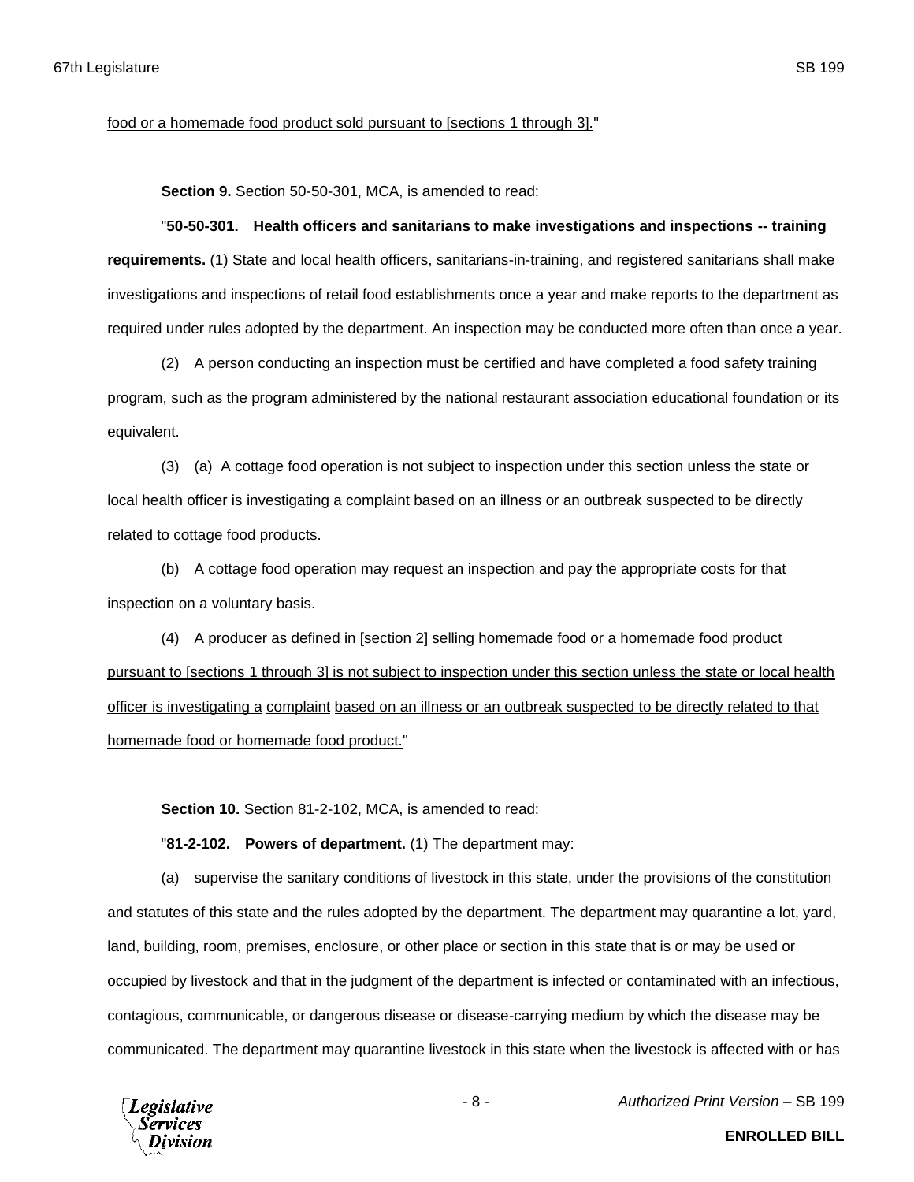food or a homemade food product sold pursuant to [sections 1 through 3]."

**Section 9.** Section 50-50-301, MCA, is amended to read:

"**50-50-301. Health officers and sanitarians to make investigations and inspections -- training requirements.** (1) State and local health officers, sanitarians-in-training, and registered sanitarians shall make investigations and inspections of retail food establishments once a year and make reports to the department as required under rules adopted by the department. An inspection may be conducted more often than once a year.

(2) A person conducting an inspection must be certified and have completed a food safety training program, such as the program administered by the national restaurant association educational foundation or its equivalent.

(3) (a) A cottage food operation is not subject to inspection under this section unless the state or local health officer is investigating a complaint based on an illness or an outbreak suspected to be directly related to cottage food products.

(b) A cottage food operation may request an inspection and pay the appropriate costs for that inspection on a voluntary basis.

(4) A producer as defined in [section 2] selling homemade food or a homemade food product pursuant to [sections 1 through 3] is not subject to inspection under this section unless the state or local health officer is investigating a complaint based on an illness or an outbreak suspected to be directly related to that homemade food or homemade food product."

**Section 10.** Section 81-2-102, MCA, is amended to read:

"**81-2-102. Powers of department.** (1) The department may:

(a) supervise the sanitary conditions of livestock in this state, under the provisions of the constitution and statutes of this state and the rules adopted by the department. The department may quarantine a lot, yard, land, building, room, premises, enclosure, or other place or section in this state that is or may be used or occupied by livestock and that in the judgment of the department is infected or contaminated with an infectious, contagious, communicable, or dangerous disease or disease-carrying medium by which the disease may be communicated. The department may quarantine livestock in this state when the livestock is affected with or has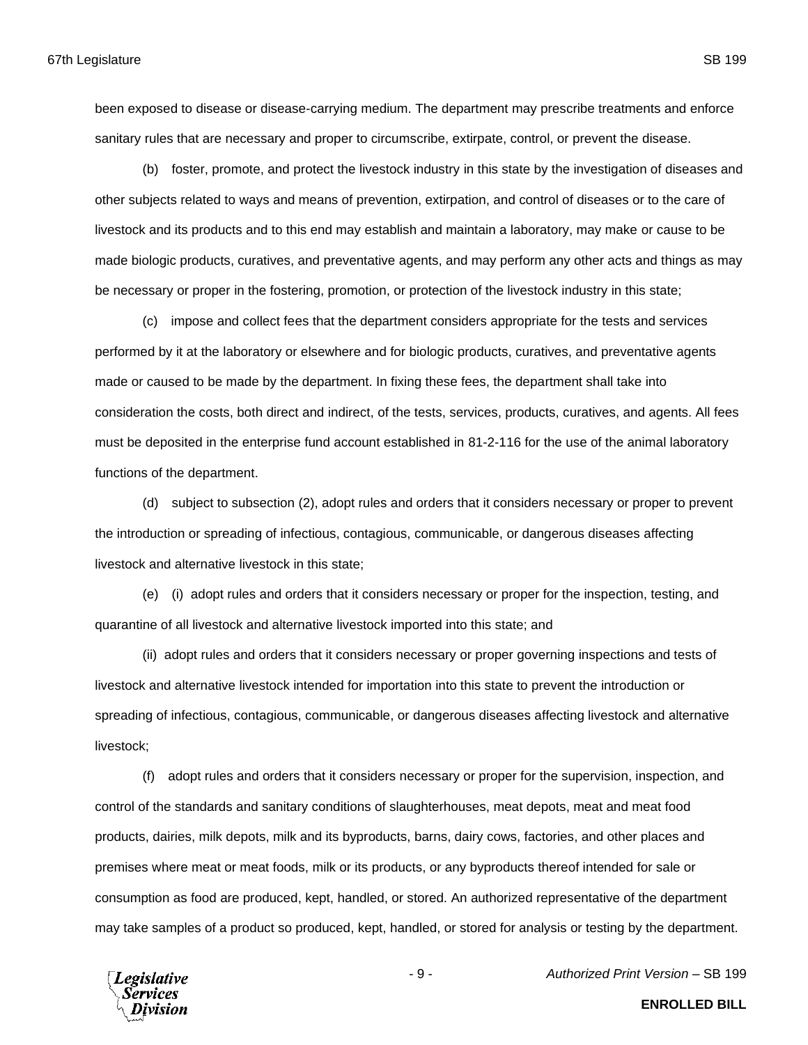been exposed to disease or disease-carrying medium. The department may prescribe treatments and enforce sanitary rules that are necessary and proper to circumscribe, extirpate, control, or prevent the disease.

(b) foster, promote, and protect the livestock industry in this state by the investigation of diseases and other subjects related to ways and means of prevention, extirpation, and control of diseases or to the care of livestock and its products and to this end may establish and maintain a laboratory, may make or cause to be made biologic products, curatives, and preventative agents, and may perform any other acts and things as may be necessary or proper in the fostering, promotion, or protection of the livestock industry in this state;

(c) impose and collect fees that the department considers appropriate for the tests and services performed by it at the laboratory or elsewhere and for biologic products, curatives, and preventative agents made or caused to be made by the department. In fixing these fees, the department shall take into consideration the costs, both direct and indirect, of the tests, services, products, curatives, and agents. All fees must be deposited in the enterprise fund account established in 81-2-116 for the use of the animal laboratory functions of the department.

(d) subject to subsection (2), adopt rules and orders that it considers necessary or proper to prevent the introduction or spreading of infectious, contagious, communicable, or dangerous diseases affecting livestock and alternative livestock in this state;

(e) (i) adopt rules and orders that it considers necessary or proper for the inspection, testing, and quarantine of all livestock and alternative livestock imported into this state; and

(ii) adopt rules and orders that it considers necessary or proper governing inspections and tests of livestock and alternative livestock intended for importation into this state to prevent the introduction or spreading of infectious, contagious, communicable, or dangerous diseases affecting livestock and alternative livestock;

(f) adopt rules and orders that it considers necessary or proper for the supervision, inspection, and control of the standards and sanitary conditions of slaughterhouses, meat depots, meat and meat food products, dairies, milk depots, milk and its byproducts, barns, dairy cows, factories, and other places and premises where meat or meat foods, milk or its products, or any byproducts thereof intended for sale or consumption as food are produced, kept, handled, or stored. An authorized representative of the department may take samples of a product so produced, kept, handled, or stored for analysis or testing by the department.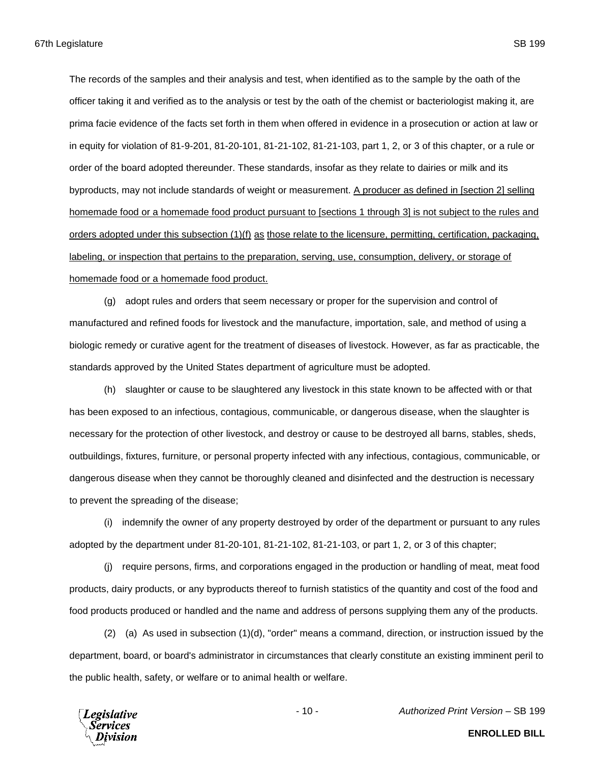The records of the samples and their analysis and test, when identified as to the sample by the oath of the officer taking it and verified as to the analysis or test by the oath of the chemist or bacteriologist making it, are prima facie evidence of the facts set forth in them when offered in evidence in a prosecution or action at law or in equity for violation of 81-9-201, 81-20-101, 81-21-102, 81-21-103, part 1, 2, or 3 of this chapter, or a rule or order of the board adopted thereunder. These standards, insofar as they relate to dairies or milk and its byproducts, may not include standards of weight or measurement. <u>A producer as defined in [section 2] selling homemade food or a homemade food product pursuant to [sections 1 through 3] is not subject to the rules and orders adopted under this subsection (1)(f) as those relate to the licensure, permitting, certification, packaging, labeling, or inspection that pertains to the preparation, serving, use, consumption, delivery, or storage of homemade food or a homemade food product.</u>

(g) adopt rules and orders that seem necessary or proper for the supervision and control of manufactured and refined foods for livestock and the manufacture, importation, sale, and method of using a biologic remedy or curative agent for the treatment of diseases of livestock. However, as far as practicable, the standards approved by the United States department of agriculture must be adopted.

(h) slaughter or cause to be slaughtered any livestock in this state known to be affected with or that has been exposed to an infectious, contagious, communicable, or dangerous disease, when the slaughter is necessary for the protection of other livestock, and destroy or cause to be destroyed all barns, stables, sheds, outbuildings, fixtures, furniture, or personal property infected with any infectious, contagious, communicable, or dangerous disease when they cannot be thoroughly cleaned and disinfected and the destruction is necessary to prevent the spreading of the disease;

(i) indemnify the owner of any property destroyed by order of the department or pursuant to any rules adopted by the department under 81-20-101, 81-21-102, 81-21-103, or part 1, 2, or 3 of this chapter;

(j) require persons, firms, and corporations engaged in the production or handling of meat, meat food products, dairy products, or any byproducts thereof to furnish statistics of the quantity and cost of the food and food products produced or handled and the name and address of persons supplying them any of the products.

(2) (a) As used in subsection (1)(d), "order" means a command, direction, or instruction issued by the department, board, or board's administrator in circumstances that clearly constitute an existing imminent peril to the public health, safety, or welfare or to animal health or welfare.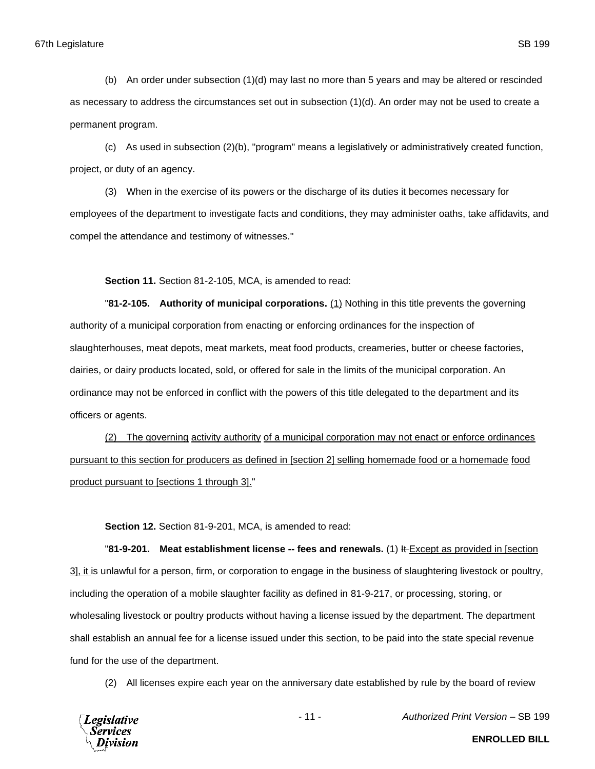(b) An order under subsection (1)(d) may last no more than 5 years and may be altered or rescinded as necessary to address the circumstances set out in subsection (1)(d). An order may not be used to create a permanent program.

(c) As used in subsection (2)(b), "program" means a legislatively or administratively created function, project, or duty of an agency.

(3) When in the exercise of its powers or the discharge of its duties it becomes necessary for employees of the department to investigate facts and conditions, they may administer oaths, take affidavits, and compel the attendance and testimony of witnesses."

**Section 11.** Section 81-2-105, MCA, is amended to read:

"**81-2-105. Authority of municipal corporations.** <u>(1)</u> Nothing in this title prevents the governing authority of a municipal corporation from enacting or enforcing ordinances for the inspection of slaughterhouses, meat depots, meat markets, meat food products, creameries, butter or cheese factories, dairies, or dairy products located, sold, or offered for sale in the limits of the municipal corporation. An ordinance may not be enforced in conflict with the powers of this title delegated to the department and its officers or agents.

<u>(2) The governing activity authority of a municipal corporation may not enact or enforce ordinances pursuant to this section for producers as defined in [section 2] selling homemade food or a homemade food product pursuant to [sections 1 through 3].</u>"

**Section 12.** Section 81-9-201, MCA, is amended to read:

"**81-9-201. Meat establishment license -- fees and renewals.** (1) ~~It~~ <u>Except as provided in [section 3], it</u> is unlawful for a person, firm, or corporation to engage in the business of slaughtering livestock or poultry, including the operation of a mobile slaughter facility as defined in 81-9-217, or processing, storing, or wholesaling livestock or poultry products without having a license issued by the department. The department shall establish an annual fee for a license issued under this section, to be paid into the state special revenue fund for the use of the department.

(2) All licenses expire each year on the anniversary date established by rule by the board of review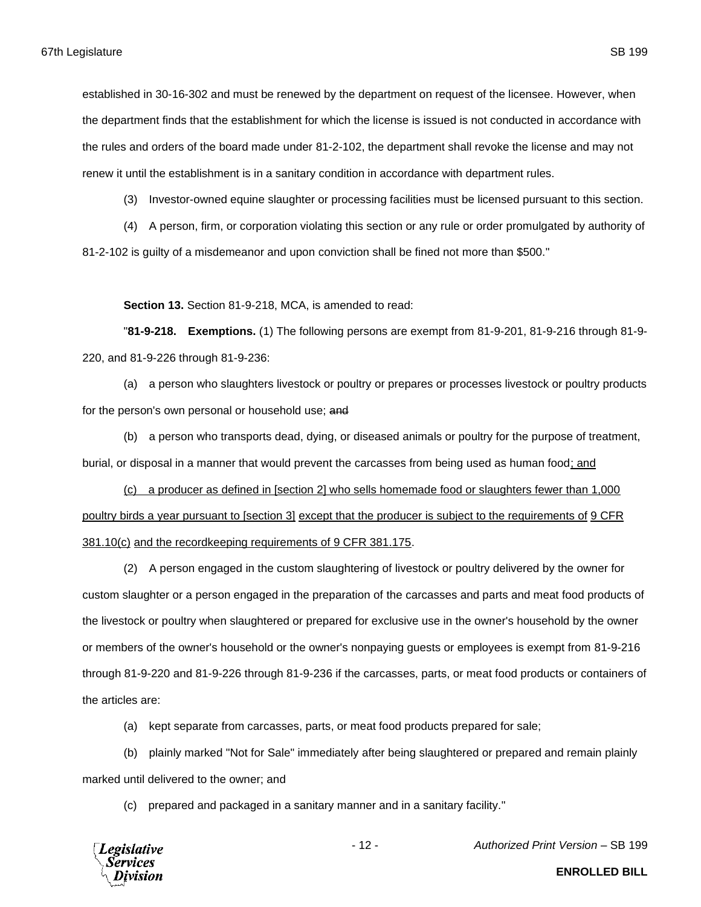established in 30-16-302 and must be renewed by the department on request of the licensee. However, when the department finds that the establishment for which the license is issued is not conducted in accordance with the rules and orders of the board made under 81-2-102, the department shall revoke the license and may not renew it until the establishment is in a sanitary condition in accordance with department rules.

(3) Investor-owned equine slaughter or processing facilities must be licensed pursuant to this section.

(4) A person, firm, or corporation violating this section or any rule or order promulgated by authority of 81-2-102 is guilty of a misdemeanor and upon conviction shall be fined not more than $500."

**Section 13.** Section 81-9-218, MCA, is amended to read:

"**81-9-218. Exemptions.** (1) The following persons are exempt from 81-9-201, 81-9-216 through 81-9-220, and 81-9-226 through 81-9-236:

(a) a person who slaughters livestock or poultry or prepares or processes livestock or poultry products for the person's own personal or household use; ~~and~~

(b) a person who transports dead, dying, or diseased animals or poultry for the purpose of treatment, burial, or disposal in a manner that would prevent the carcasses from being used as human food<u>; and</u>

<u>(c) a producer as defined in [section 2] who sells homemade food or slaughters fewer than 1,000 poultry birds a year pursuant to [section 3] except that the producer is subject to the requirements of 9 CFR 381.10(c) and the recordkeeping requirements of 9 CFR 381.175</u>.

(2) A person engaged in the custom slaughtering of livestock or poultry delivered by the owner for custom slaughter or a person engaged in the preparation of the carcasses and parts and meat food products of the livestock or poultry when slaughtered or prepared for exclusive use in the owner's household by the owner or members of the owner's household or the owner's nonpaying guests or employees is exempt from 81-9-216 through 81-9-220 and 81-9-226 through 81-9-236 if the carcasses, parts, or meat food products or containers of the articles are:

(a) kept separate from carcasses, parts, or meat food products prepared for sale;

(b) plainly marked "Not for Sale" immediately after being slaughtered or prepared and remain plainly marked until delivered to the owner; and

(c) prepared and packaged in a sanitary manner and in a sanitary facility."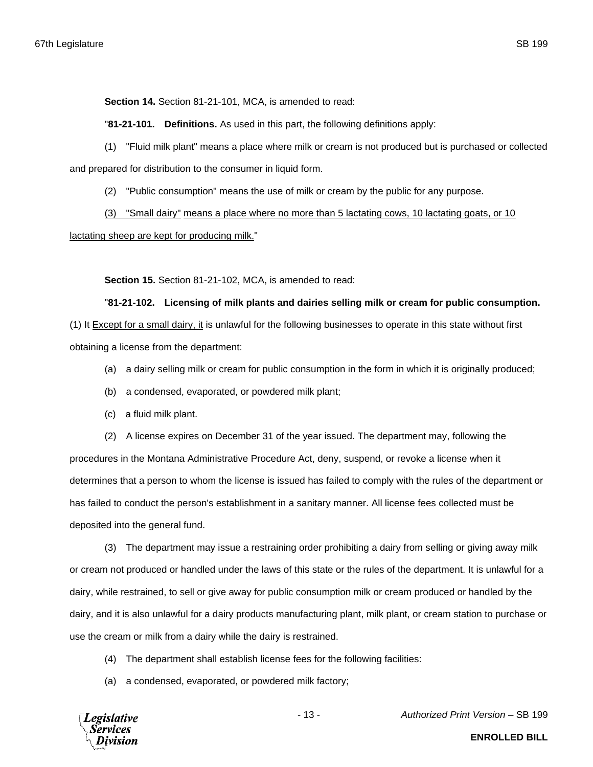**Section 14.** Section 81-21-101, MCA, is amended to read:

"**81-21-101. Definitions.** As used in this part, the following definitions apply:

(1) "Fluid milk plant" means a place where milk or cream is not produced but is purchased or collected and prepared for distribution to the consumer in liquid form.

(2) "Public consumption" means the use of milk or cream by the public for any purpose.

<u>(3) "Small dairy" means a place where no more than 5 lactating cows, 10 lactating goats, or 10 lactating sheep are kept for producing milk.</u>"

**Section 15.** Section 81-21-102, MCA, is amended to read:

"**81-21-102. Licensing of milk plants and dairies selling milk or cream for public consumption.** (1) ~~It~~ <u>Except for a small dairy, it</u> is unlawful for the following businesses to operate in this state without first obtaining a license from the department:

(a) a dairy selling milk or cream for public consumption in the form in which it is originally produced;

(b) a condensed, evaporated, or powdered milk plant;

(c) a fluid milk plant.

(2) A license expires on December 31 of the year issued. The department may, following the procedures in the Montana Administrative Procedure Act, deny, suspend, or revoke a license when it determines that a person to whom the license is issued has failed to comply with the rules of the department or has failed to conduct the person's establishment in a sanitary manner. All license fees collected must be deposited into the general fund.

(3) The department may issue a restraining order prohibiting a dairy from selling or giving away milk or cream not produced or handled under the laws of this state or the rules of the department. It is unlawful for a dairy, while restrained, to sell or give away for public consumption milk or cream produced or handled by the dairy, and it is also unlawful for a dairy products manufacturing plant, milk plant, or cream station to purchase or use the cream or milk from a dairy while the dairy is restrained.

(4) The department shall establish license fees for the following facilities:

(a) a condensed, evaporated, or powdered milk factory;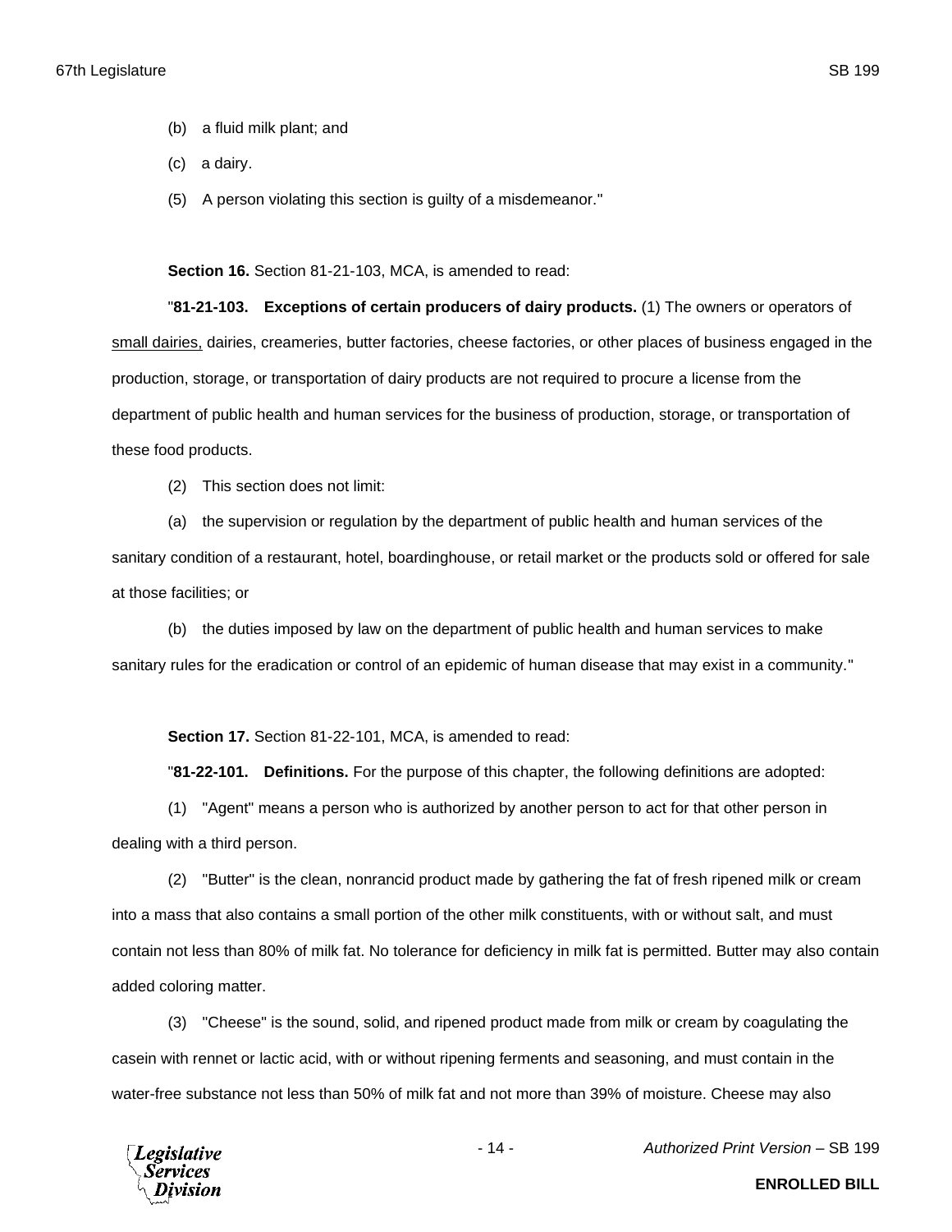(b) a fluid milk plant; and

(c) a dairy.

(5) A person violating this section is guilty of a misdemeanor."

**Section 16.** Section 81-21-103, MCA, is amended to read:

"**81-21-103. Exceptions of certain producers of dairy products.** (1) The owners or operators of <u>small dairies,</u> dairies, creameries, butter factories, cheese factories, or other places of business engaged in the production, storage, or transportation of dairy products are not required to procure a license from the department of public health and human services for the business of production, storage, or transportation of these food products.

(2) This section does not limit:

(a) the supervision or regulation by the department of public health and human services of the sanitary condition of a restaurant, hotel, boardinghouse, or retail market or the products sold or offered for sale at those facilities; or

(b) the duties imposed by law on the department of public health and human services to make sanitary rules for the eradication or control of an epidemic of human disease that may exist in a community."

**Section 17.** Section 81-22-101, MCA, is amended to read:

"**81-22-101. Definitions.** For the purpose of this chapter, the following definitions are adopted:

(1) "Agent" means a person who is authorized by another person to act for that other person in dealing with a third person.

(2) "Butter" is the clean, nonrancid product made by gathering the fat of fresh ripened milk or cream into a mass that also contains a small portion of the other milk constituents, with or without salt, and must contain not less than 80% of milk fat. No tolerance for deficiency in milk fat is permitted. Butter may also contain added coloring matter.

(3) "Cheese" is the sound, solid, and ripened product made from milk or cream by coagulating the casein with rennet or lactic acid, with or without ripening ferments and seasoning, and must contain in the water-free substance not less than 50% of milk fat and not more than 39% of moisture. Cheese may also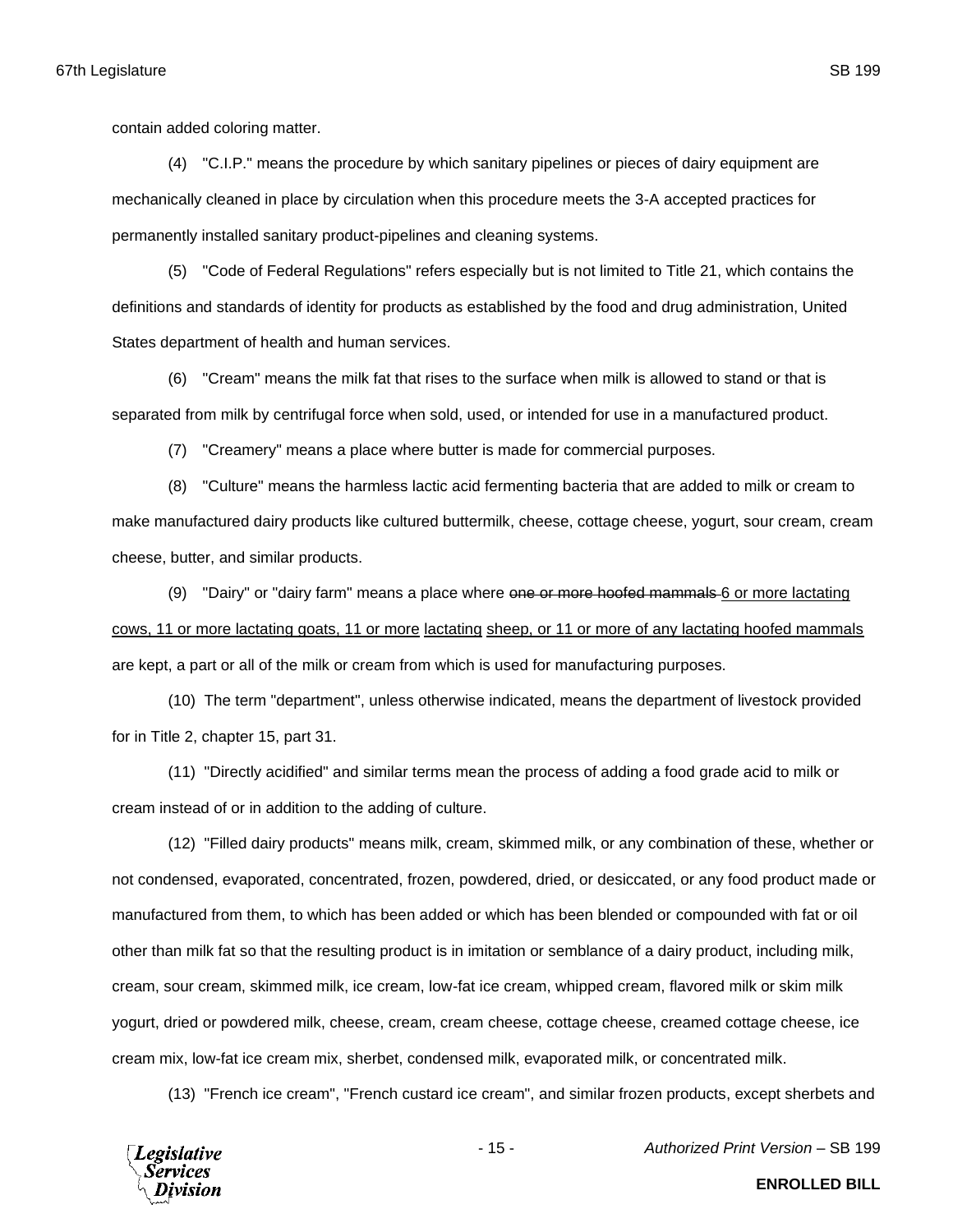contain added coloring matter.

(4) "C.I.P." means the procedure by which sanitary pipelines or pieces of dairy equipment are mechanically cleaned in place by circulation when this procedure meets the 3-A accepted practices for permanently installed sanitary product-pipelines and cleaning systems.

(5) "Code of Federal Regulations" refers especially but is not limited to Title 21, which contains the definitions and standards of identity for products as established by the food and drug administration, United States department of health and human services.

(6) "Cream" means the milk fat that rises to the surface when milk is allowed to stand or that is separated from milk by centrifugal force when sold, used, or intended for use in a manufactured product.

(7) "Creamery" means a place where butter is made for commercial purposes.

(8) "Culture" means the harmless lactic acid fermenting bacteria that are added to milk or cream to make manufactured dairy products like cultured buttermilk, cheese, cottage cheese, yogurt, sour cream, cream cheese, butter, and similar products.

(9) "Dairy" or "dairy farm" means a place where ~~one or more hoofed mammals~~ 6 or more lactating cows, 11 or more lactating goats, 11 or more lactating sheep, or 11 or more of any lactating hoofed mammals are kept, a part or all of the milk or cream from which is used for manufacturing purposes.

(10) The term "department", unless otherwise indicated, means the department of livestock provided for in Title 2, chapter 15, part 31.

(11) "Directly acidified" and similar terms mean the process of adding a food grade acid to milk or cream instead of or in addition to the adding of culture.

(12) "Filled dairy products" means milk, cream, skimmed milk, or any combination of these, whether or not condensed, evaporated, concentrated, frozen, powdered, dried, or desiccated, or any food product made or manufactured from them, to which has been added or which has been blended or compounded with fat or oil other than milk fat so that the resulting product is in imitation or semblance of a dairy product, including milk, cream, sour cream, skimmed milk, ice cream, low-fat ice cream, whipped cream, flavored milk or skim milk yogurt, dried or powdered milk, cheese, cream, cream cheese, cottage cheese, creamed cottage cheese, ice cream mix, low-fat ice cream mix, sherbet, condensed milk, evaporated milk, or concentrated milk.

(13) "French ice cream", "French custard ice cream", and similar frozen products, except sherbets and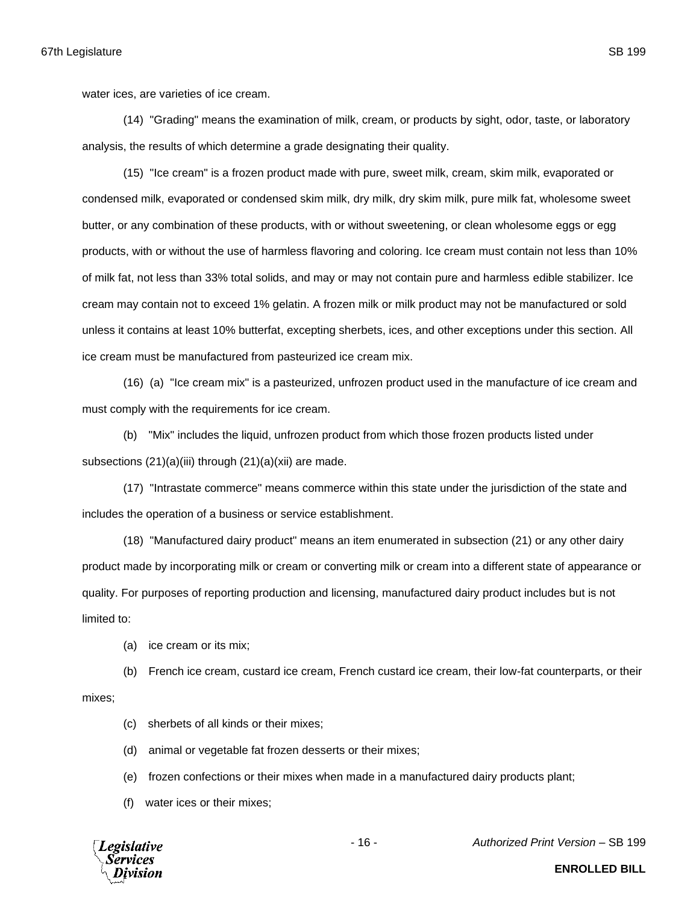water ices, are varieties of ice cream.

(14) "Grading" means the examination of milk, cream, or products by sight, odor, taste, or laboratory analysis, the results of which determine a grade designating their quality.

(15) "Ice cream" is a frozen product made with pure, sweet milk, cream, skim milk, evaporated or condensed milk, evaporated or condensed skim milk, dry milk, dry skim milk, pure milk fat, wholesome sweet butter, or any combination of these products, with or without sweetening, or clean wholesome eggs or egg products, with or without the use of harmless flavoring and coloring. Ice cream must contain not less than 10% of milk fat, not less than 33% total solids, and may or may not contain pure and harmless edible stabilizer. Ice cream may contain not to exceed 1% gelatin. A frozen milk or milk product may not be manufactured or sold unless it contains at least 10% butterfat, excepting sherbets, ices, and other exceptions under this section. All ice cream must be manufactured from pasteurized ice cream mix.

(16) (a) "Ice cream mix" is a pasteurized, unfrozen product used in the manufacture of ice cream and must comply with the requirements for ice cream.

(b) "Mix" includes the liquid, unfrozen product from which those frozen products listed under subsections (21)(a)(iii) through (21)(a)(xii) are made.

(17) "Intrastate commerce" means commerce within this state under the jurisdiction of the state and includes the operation of a business or service establishment.

(18) "Manufactured dairy product" means an item enumerated in subsection (21) or any other dairy product made by incorporating milk or cream or converting milk or cream into a different state of appearance or quality. For purposes of reporting production and licensing, manufactured dairy product includes but is not limited to:

(a) ice cream or its mix;

(b) French ice cream, custard ice cream, French custard ice cream, their low-fat counterparts, or their mixes;

(c) sherbets of all kinds or their mixes;

(d) animal or vegetable fat frozen desserts or their mixes;

(e) frozen confections or their mixes when made in a manufactured dairy products plant;

(f) water ices or their mixes;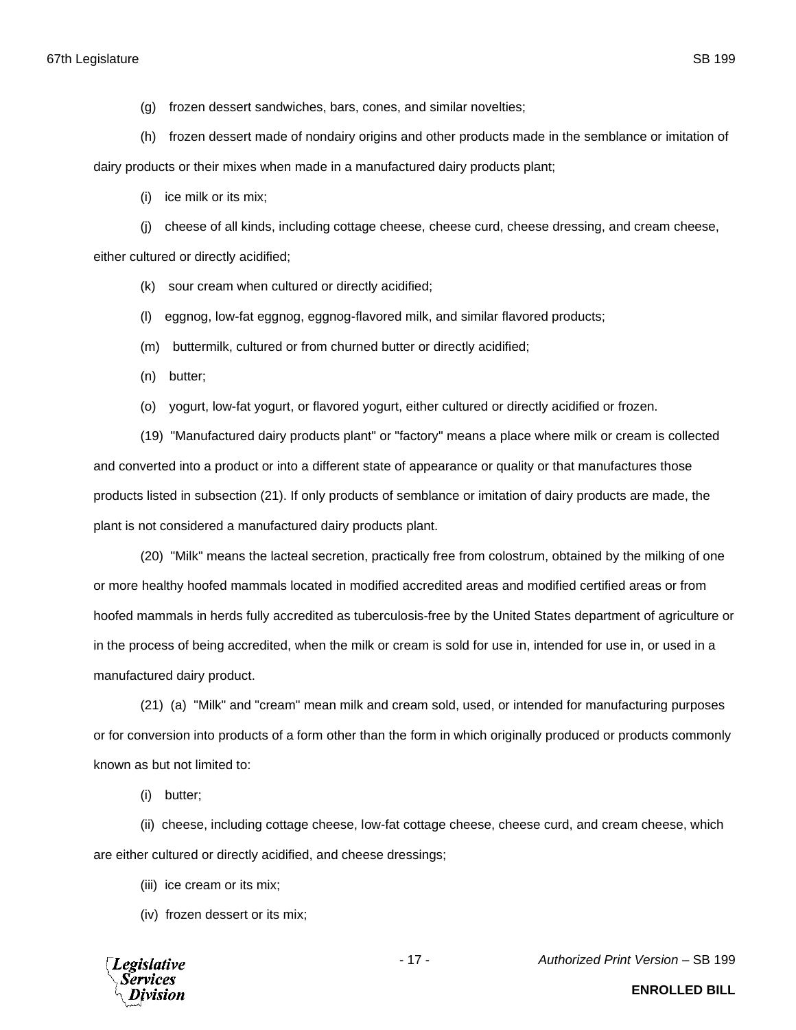(g) frozen dessert sandwiches, bars, cones, and similar novelties;

(h) frozen dessert made of nondairy origins and other products made in the semblance or imitation of dairy products or their mixes when made in a manufactured dairy products plant;

(i) ice milk or its mix;

(j) cheese of all kinds, including cottage cheese, cheese curd, cheese dressing, and cream cheese, either cultured or directly acidified;

(k) sour cream when cultured or directly acidified;

(l) eggnog, low-fat eggnog, eggnog-flavored milk, and similar flavored products;

(m) buttermilk, cultured or from churned butter or directly acidified;

(n) butter;

(o) yogurt, low-fat yogurt, or flavored yogurt, either cultured or directly acidified or frozen.

(19) "Manufactured dairy products plant" or "factory" means a place where milk or cream is collected and converted into a product or into a different state of appearance or quality or that manufactures those products listed in subsection (21). If only products of semblance or imitation of dairy products are made, the plant is not considered a manufactured dairy products plant.

(20) "Milk" means the lacteal secretion, practically free from colostrum, obtained by the milking of one or more healthy hoofed mammals located in modified accredited areas and modified certified areas or from hoofed mammals in herds fully accredited as tuberculosis-free by the United States department of agriculture or in the process of being accredited, when the milk or cream is sold for use in, intended for use in, or used in a manufactured dairy product.

(21) (a) "Milk" and "cream" mean milk and cream sold, used, or intended for manufacturing purposes or for conversion into products of a form other than the form in which originally produced or products commonly known as but not limited to:

(i) butter;

(ii) cheese, including cottage cheese, low-fat cottage cheese, cheese curd, and cream cheese, which are either cultured or directly acidified, and cheese dressings;

(iii) ice cream or its mix;

(iv) frozen dessert or its mix;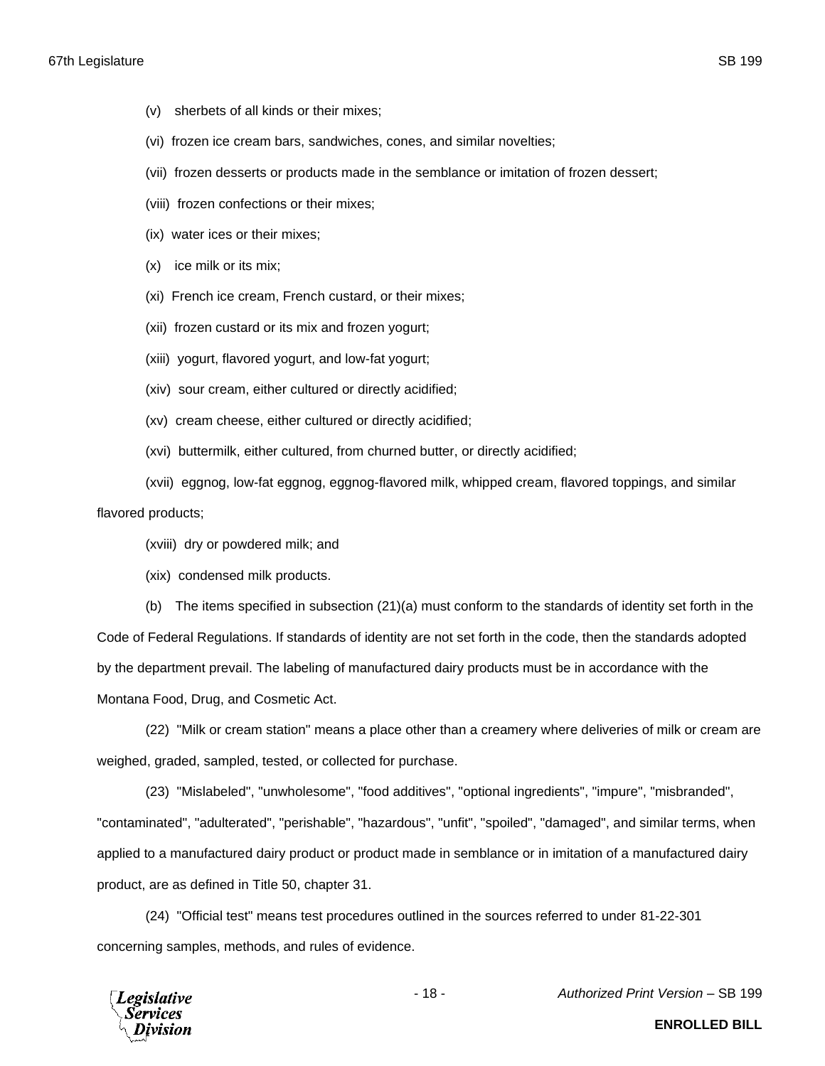(v) sherbets of all kinds or their mixes;

(vi) frozen ice cream bars, sandwiches, cones, and similar novelties;

(vii) frozen desserts or products made in the semblance or imitation of frozen dessert;

(viii) frozen confections or their mixes;

(ix) water ices or their mixes;

(x) ice milk or its mix;

(xi) French ice cream, French custard, or their mixes;

(xii) frozen custard or its mix and frozen yogurt;

(xiii) yogurt, flavored yogurt, and low-fat yogurt;

(xiv) sour cream, either cultured or directly acidified;

(xv) cream cheese, either cultured or directly acidified;

(xvi) buttermilk, either cultured, from churned butter, or directly acidified;

(xvii) eggnog, low-fat eggnog, eggnog-flavored milk, whipped cream, flavored toppings, and similar flavored products;

(xviii) dry or powdered milk; and

(xix) condensed milk products.

(b) The items specified in subsection (21)(a) must conform to the standards of identity set forth in the Code of Federal Regulations. If standards of identity are not set forth in the code, then the standards adopted by the department prevail. The labeling of manufactured dairy products must be in accordance with the Montana Food, Drug, and Cosmetic Act.

(22) "Milk or cream station" means a place other than a creamery where deliveries of milk or cream are weighed, graded, sampled, tested, or collected for purchase.

(23) "Mislabeled", "unwholesome", "food additives", "optional ingredients", "impure", "misbranded", "contaminated", "adulterated", "perishable", "hazardous", "unfit", "spoiled", "damaged", and similar terms, when applied to a manufactured dairy product or product made in semblance or in imitation of a manufactured dairy product, are as defined in Title 50, chapter 31.

(24) "Official test" means test procedures outlined in the sources referred to under 81-22-301 concerning samples, methods, and rules of evidence.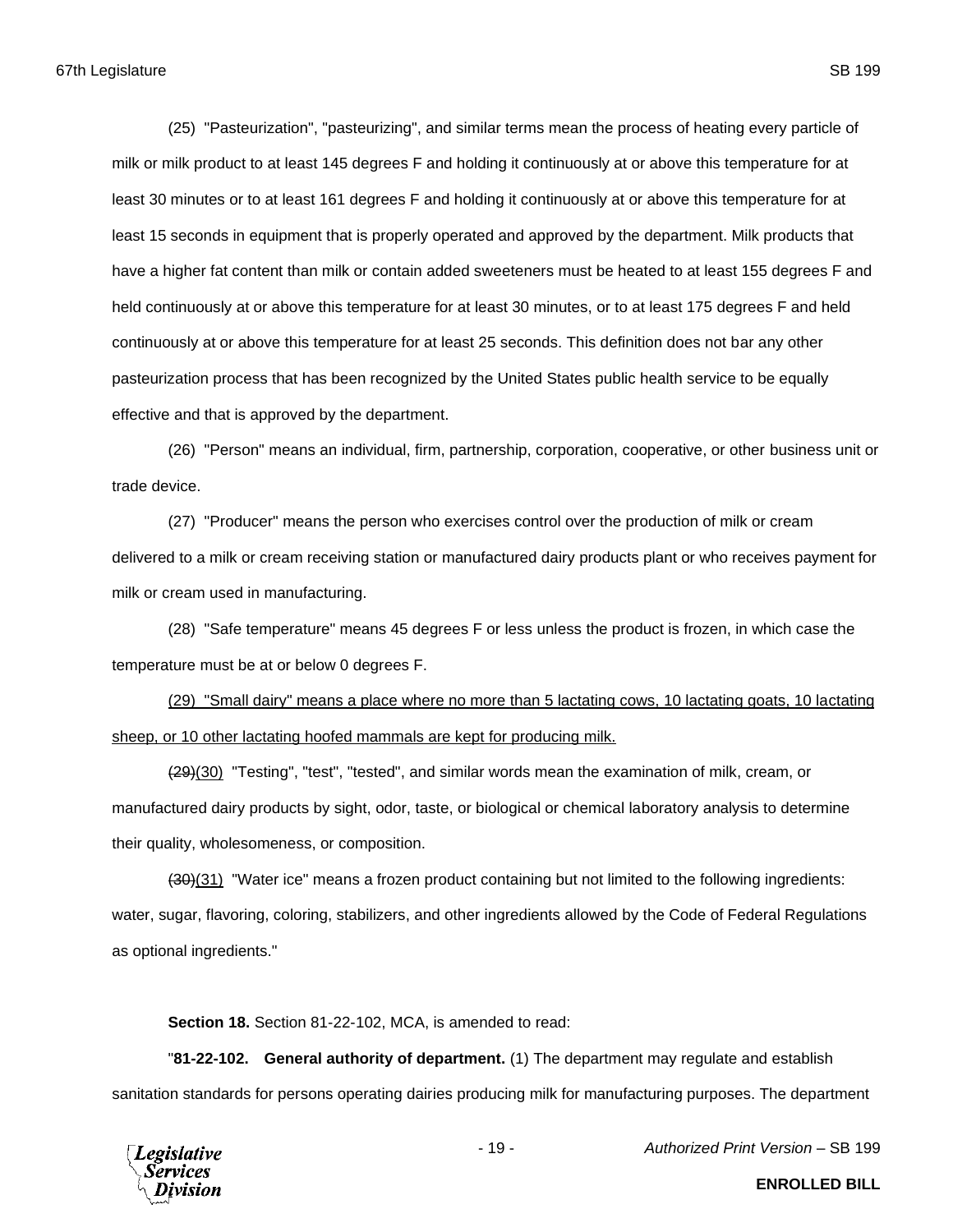(25) "Pasteurization", "pasteurizing", and similar terms mean the process of heating every particle of milk or milk product to at least 145 degrees F and holding it continuously at or above this temperature for at least 30 minutes or to at least 161 degrees F and holding it continuously at or above this temperature for at least 15 seconds in equipment that is properly operated and approved by the department. Milk products that have a higher fat content than milk or contain added sweeteners must be heated to at least 155 degrees F and held continuously at or above this temperature for at least 30 minutes, or to at least 175 degrees F and held continuously at or above this temperature for at least 25 seconds. This definition does not bar any other pasteurization process that has been recognized by the United States public health service to be equally effective and that is approved by the department.

(26) "Person" means an individual, firm, partnership, corporation, cooperative, or other business unit or trade device.

(27) "Producer" means the person who exercises control over the production of milk or cream delivered to a milk or cream receiving station or manufactured dairy products plant or who receives payment for milk or cream used in manufacturing.

(28) "Safe temperature" means 45 degrees F or less unless the product is frozen, in which case the temperature must be at or below 0 degrees F.

<u>(29) "Small dairy" means a place where no more than 5 lactating cows, 10 lactating goats, 10 lactating sheep, or 10 other lactating hoofed mammals are kept for producing milk.</u>

~~(29)~~<u>(30)</u> "Testing", "test", "tested", and similar words mean the examination of milk, cream, or manufactured dairy products by sight, odor, taste, or biological or chemical laboratory analysis to determine their quality, wholesomeness, or composition.

~~(30)~~<u>(31)</u> "Water ice" means a frozen product containing but not limited to the following ingredients: water, sugar, flavoring, coloring, stabilizers, and other ingredients allowed by the Code of Federal Regulations as optional ingredients."

**Section 18.** Section 81-22-102, MCA, is amended to read:

"**81-22-102. General authority of department.** (1) The department may regulate and establish sanitation standards for persons operating dairies producing milk for manufacturing purposes. The department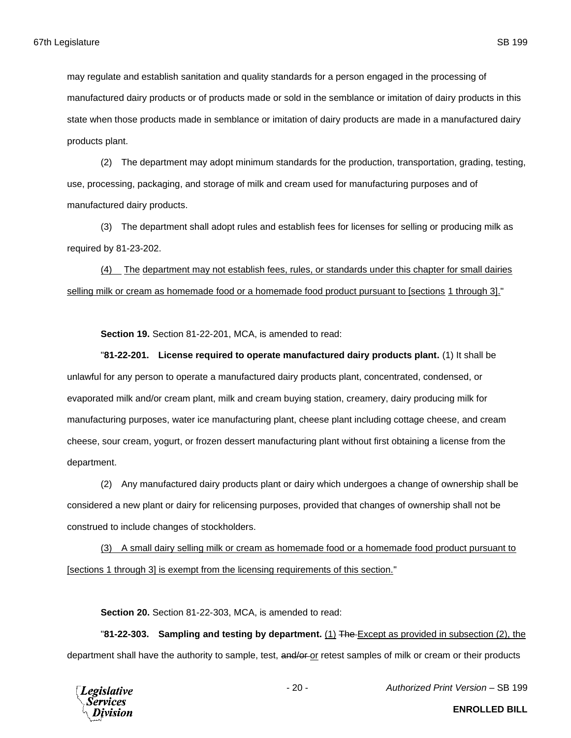may regulate and establish sanitation and quality standards for a person engaged in the processing of manufactured dairy products or of products made or sold in the semblance or imitation of dairy products in this state when those products made in semblance or imitation of dairy products are made in a manufactured dairy products plant.

(2) The department may adopt minimum standards for the production, transportation, grading, testing, use, processing, packaging, and storage of milk and cream used for manufacturing purposes and of manufactured dairy products.

(3) The department shall adopt rules and establish fees for licenses for selling or producing milk as required by 81-23-202.

<u>(4) The department may not establish fees, rules, or standards under this chapter for small dairies selling milk or cream as homemade food or a homemade food product pursuant to [sections 1 through 3].</u>"

**Section 19.** Section 81-22-201, MCA, is amended to read:

"**81-22-201. License required to operate manufactured dairy products plant.** (1) It shall be unlawful for any person to operate a manufactured dairy products plant, concentrated, condensed, or evaporated milk and/or cream plant, milk and cream buying station, creamery, dairy producing milk for manufacturing purposes, water ice manufacturing plant, cheese plant including cottage cheese, and cream cheese, sour cream, yogurt, or frozen dessert manufacturing plant without first obtaining a license from the department.

(2) Any manufactured dairy products plant or dairy which undergoes a change of ownership shall be considered a new plant or dairy for relicensing purposes, provided that changes of ownership shall not be construed to include changes of stockholders.

<u>(3) A small dairy selling milk or cream as homemade food or a homemade food product pursuant to [sections 1 through 3] is exempt from the licensing requirements of this section.</u>"

**Section 20.** Section 81-22-303, MCA, is amended to read:

"**81-22-303. Sampling and testing by department.** <u>(1)</u> ~~The~~ <u>Except as provided in subsection (2), the</u> department shall have the authority to sample, test, ~~and/or~~ <u>or</u> retest samples of milk or cream or their products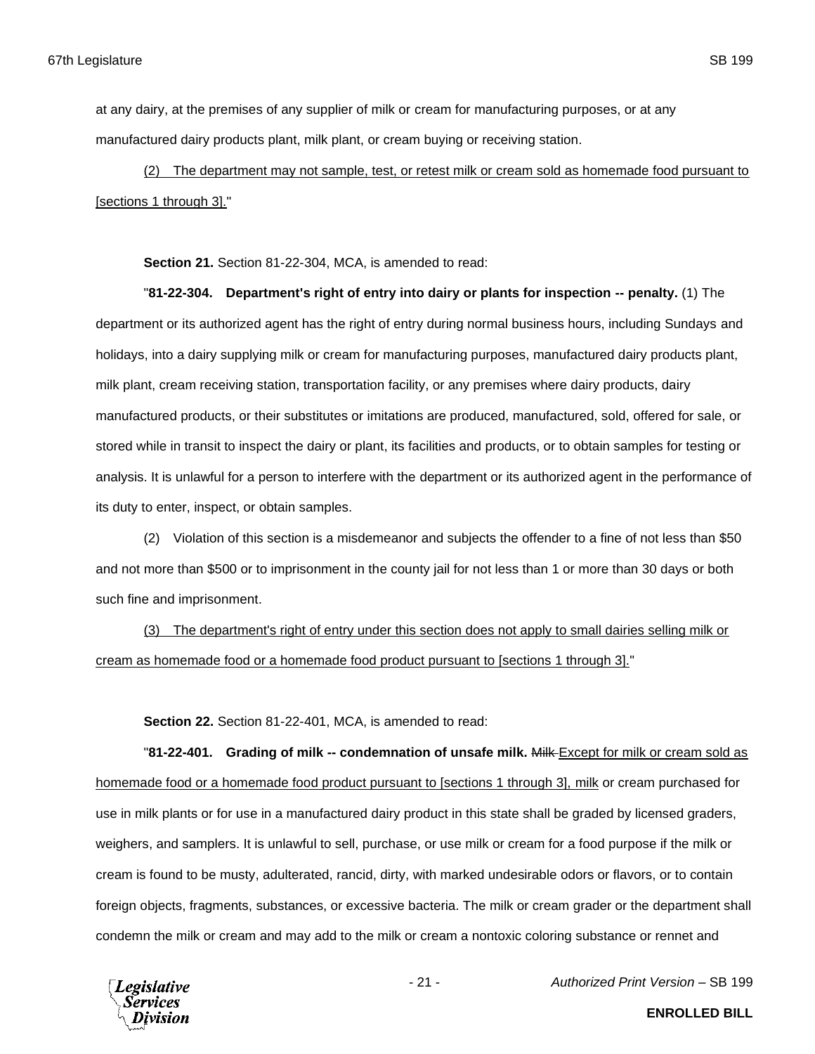at any dairy, at the premises of any supplier of milk or cream for manufacturing purposes, or at any manufactured dairy products plant, milk plant, or cream buying or receiving station.

(2) The department may not sample, test, or retest milk or cream sold as homemade food pursuant to [sections 1 through 3]."

**Section 21.** Section 81-22-304, MCA, is amended to read:

"**81-22-304. Department's right of entry into dairy or plants for inspection -- penalty.** (1) The department or its authorized agent has the right of entry during normal business hours, including Sundays and holidays, into a dairy supplying milk or cream for manufacturing purposes, manufactured dairy products plant, milk plant, cream receiving station, transportation facility, or any premises where dairy products, dairy manufactured products, or their substitutes or imitations are produced, manufactured, sold, offered for sale, or stored while in transit to inspect the dairy or plant, its facilities and products, or to obtain samples for testing or analysis. It is unlawful for a person to interfere with the department or its authorized agent in the performance of its duty to enter, inspect, or obtain samples.

(2) Violation of this section is a misdemeanor and subjects the offender to a fine of not less than $50 and not more than $500 or to imprisonment in the county jail for not less than 1 or more than 30 days or both such fine and imprisonment.

(3) The department's right of entry under this section does not apply to small dairies selling milk or cream as homemade food or a homemade food product pursuant to [sections 1 through 3]."

**Section 22.** Section 81-22-401, MCA, is amended to read:

"**81-22-401. Grading of milk -- condemnation of unsafe milk.** ~~Milk~~ Except for milk or cream sold as homemade food or a homemade food product pursuant to [sections 1 through 3], milk or cream purchased for use in milk plants or for use in a manufactured dairy product in this state shall be graded by licensed graders, weighers, and samplers. It is unlawful to sell, purchase, or use milk or cream for a food purpose if the milk or cream is found to be musty, adulterated, rancid, dirty, with marked undesirable odors or flavors, or to contain foreign objects, fragments, substances, or excessive bacteria. The milk or cream grader or the department shall condemn the milk or cream and may add to the milk or cream a nontoxic coloring substance or rennet and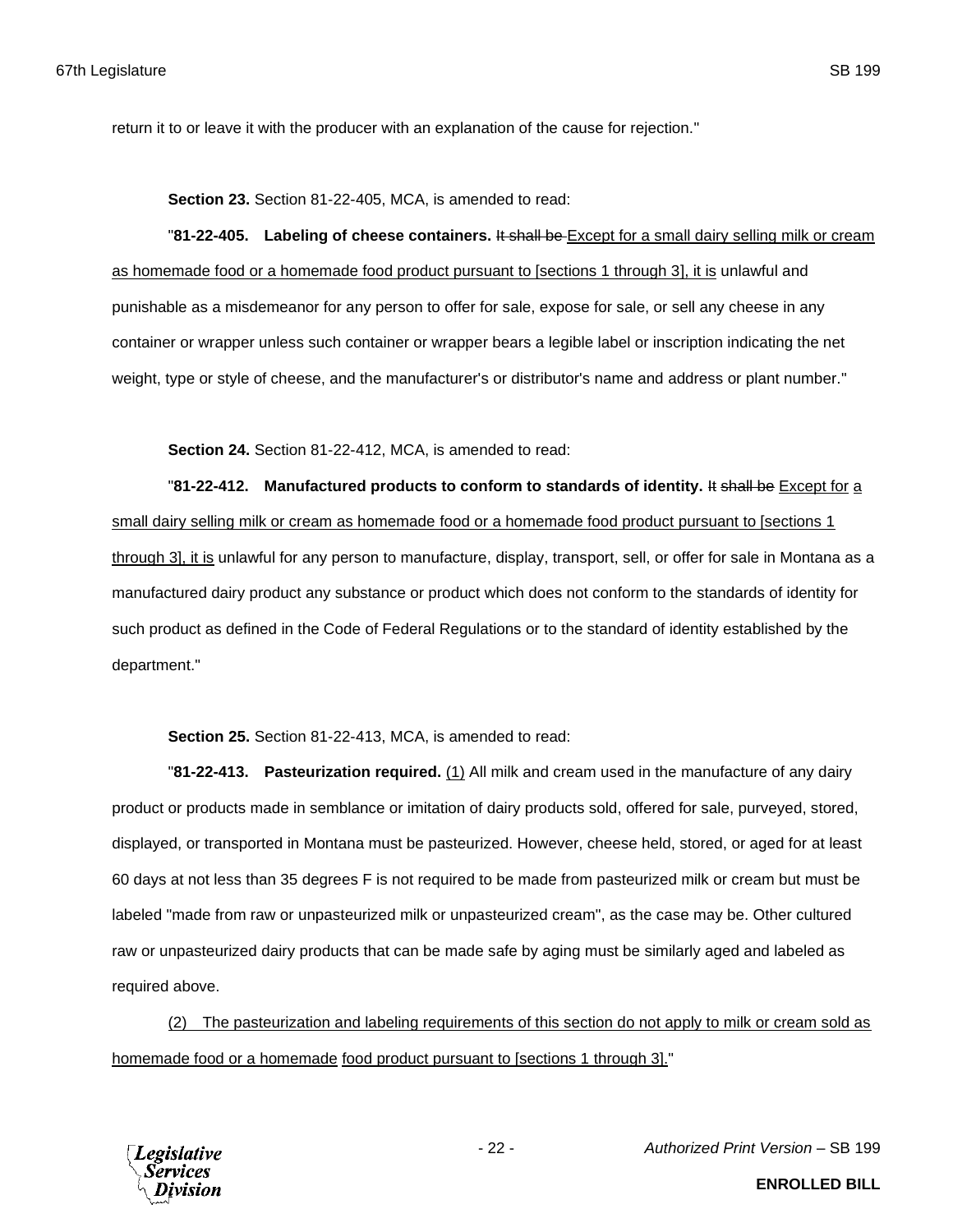return it to or leave it with the producer with an explanation of the cause for rejection."

**Section 23.** Section 81-22-405, MCA, is amended to read:

"**81-22-405. Labeling of cheese containers.** ~~It shall be~~ <u>Except for a small dairy selling milk or cream as homemade food or a homemade food product pursuant to [sections 1 through 3], it is</u> unlawful and punishable as a misdemeanor for any person to offer for sale, expose for sale, or sell any cheese in any container or wrapper unless such container or wrapper bears a legible label or inscription indicating the net weight, type or style of cheese, and the manufacturer's or distributor's name and address or plant number."

**Section 24.** Section 81-22-412, MCA, is amended to read:

"**81-22-412. Manufactured products to conform to standards of identity.** ~~It shall be~~ <u>Except for a small dairy selling milk or cream as homemade food or a homemade food product pursuant to [sections 1 through 3], it is</u> unlawful for any person to manufacture, display, transport, sell, or offer for sale in Montana as a manufactured dairy product any substance or product which does not conform to the standards of identity for such product as defined in the Code of Federal Regulations or to the standard of identity established by the department."

**Section 25.** Section 81-22-413, MCA, is amended to read:

"**81-22-413. Pasteurization required.** <u>(1)</u> All milk and cream used in the manufacture of any dairy product or products made in semblance or imitation of dairy products sold, offered for sale, purveyed, stored, displayed, or transported in Montana must be pasteurized. However, cheese held, stored, or aged for at least 60 days at not less than 35 degrees F is not required to be made from pasteurized milk or cream but must be labeled "made from raw or unpasteurized milk or unpasteurized cream", as the case may be. Other cultured raw or unpasteurized dairy products that can be made safe by aging must be similarly aged and labeled as required above.

<u>(2) The pasteurization and labeling requirements of this section do not apply to milk or cream sold as homemade food or a homemade food product pursuant to [sections 1 through 3].</u>"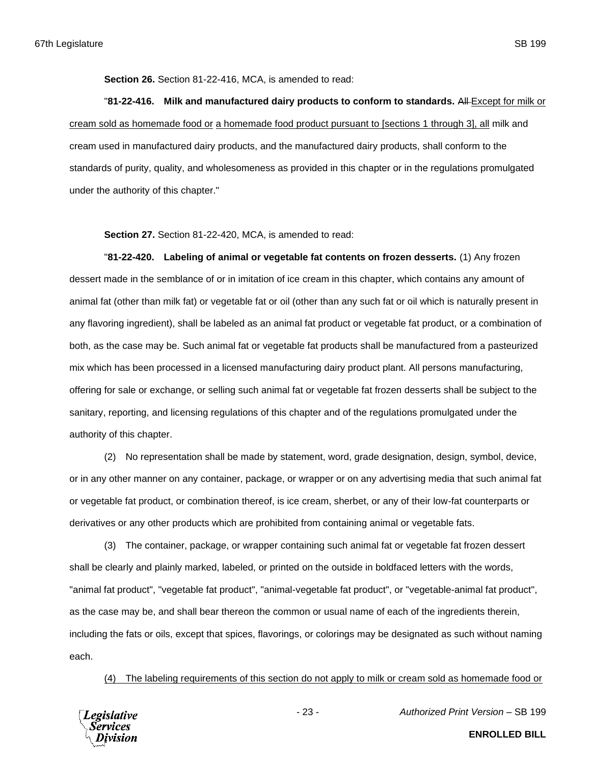**Section 26.** Section 81-22-416, MCA, is amended to read:

"**81-22-416. Milk and manufactured dairy products to conform to standards.** ~~All~~ <u>Except for milk or cream sold as homemade food or</u> <u>a homemade food product pursuant to [sections 1 through 3], all</u> milk and cream used in manufactured dairy products, and the manufactured dairy products, shall conform to the standards of purity, quality, and wholesomeness as provided in this chapter or in the regulations promulgated under the authority of this chapter."

**Section 27.** Section 81-22-420, MCA, is amended to read:

"**81-22-420. Labeling of animal or vegetable fat contents on frozen desserts.** (1) Any frozen dessert made in the semblance of or in imitation of ice cream in this chapter, which contains any amount of animal fat (other than milk fat) or vegetable fat or oil (other than any such fat or oil which is naturally present in any flavoring ingredient), shall be labeled as an animal fat product or vegetable fat product, or a combination of both, as the case may be. Such animal fat or vegetable fat products shall be manufactured from a pasteurized mix which has been processed in a licensed manufacturing dairy product plant. All persons manufacturing, offering for sale or exchange, or selling such animal fat or vegetable fat frozen desserts shall be subject to the sanitary, reporting, and licensing regulations of this chapter and of the regulations promulgated under the authority of this chapter.

(2) No representation shall be made by statement, word, grade designation, design, symbol, device, or in any other manner on any container, package, or wrapper or on any advertising media that such animal fat or vegetable fat product, or combination thereof, is ice cream, sherbet, or any of their low-fat counterparts or derivatives or any other products which are prohibited from containing animal or vegetable fats.

(3) The container, package, or wrapper containing such animal fat or vegetable fat frozen dessert shall be clearly and plainly marked, labeled, or printed on the outside in boldfaced letters with the words, "animal fat product", "vegetable fat product", "animal-vegetable fat product", or "vegetable-animal fat product", as the case may be, and shall bear thereon the common or usual name of each of the ingredients therein, including the fats or oils, except that spices, flavorings, or colorings may be designated as such without naming each.

<u>(4) The labeling requirements of this section do not apply to milk or cream sold as homemade food or</u>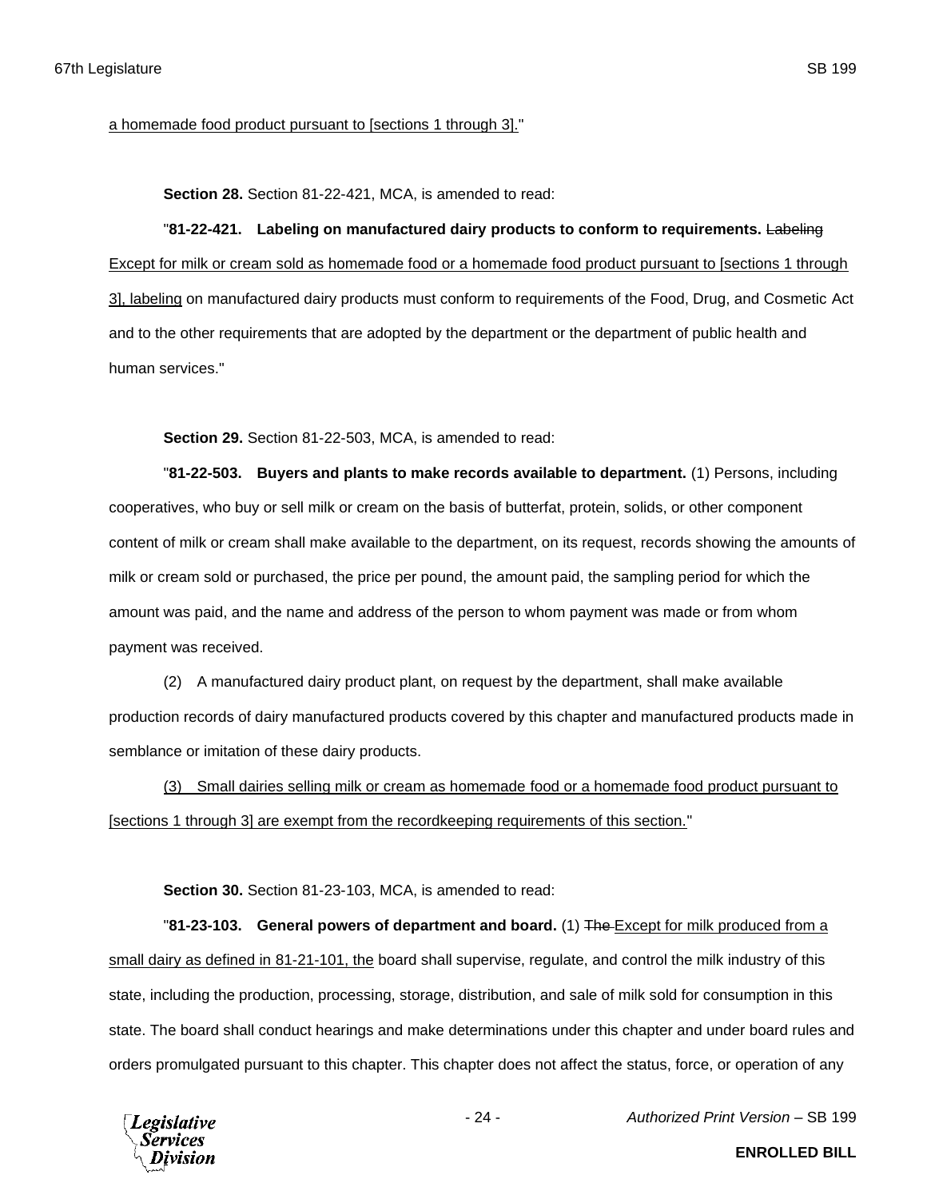a homemade food product pursuant to [sections 1 through 3]."

**Section 28.** Section 81-22-421, MCA, is amended to read:

"**81-22-421. Labeling on manufactured dairy products to conform to requirements.** ~~Labeling~~ Except for milk or cream sold as homemade food or a homemade food product pursuant to [sections 1 through 3], labeling on manufactured dairy products must conform to requirements of the Food, Drug, and Cosmetic Act and to the other requirements that are adopted by the department or the department of public health and human services."

**Section 29.** Section 81-22-503, MCA, is amended to read:

"**81-22-503. Buyers and plants to make records available to department.** (1) Persons, including cooperatives, who buy or sell milk or cream on the basis of butterfat, protein, solids, or other component content of milk or cream shall make available to the department, on its request, records showing the amounts of milk or cream sold or purchased, the price per pound, the amount paid, the sampling period for which the amount was paid, and the name and address of the person to whom payment was made or from whom payment was received.

(2) A manufactured dairy product plant, on request by the department, shall make available production records of dairy manufactured products covered by this chapter and manufactured products made in semblance or imitation of these dairy products.

(3) Small dairies selling milk or cream as homemade food or a homemade food product pursuant to [sections 1 through 3] are exempt from the recordkeeping requirements of this section."

**Section 30.** Section 81-23-103, MCA, is amended to read:

"**81-23-103. General powers of department and board.** (1) ~~The~~ Except for milk produced from a small dairy as defined in 81-21-101, the board shall supervise, regulate, and control the milk industry of this state, including the production, processing, storage, distribution, and sale of milk sold for consumption in this state. The board shall conduct hearings and make determinations under this chapter and under board rules and orders promulgated pursuant to this chapter. This chapter does not affect the status, force, or operation of any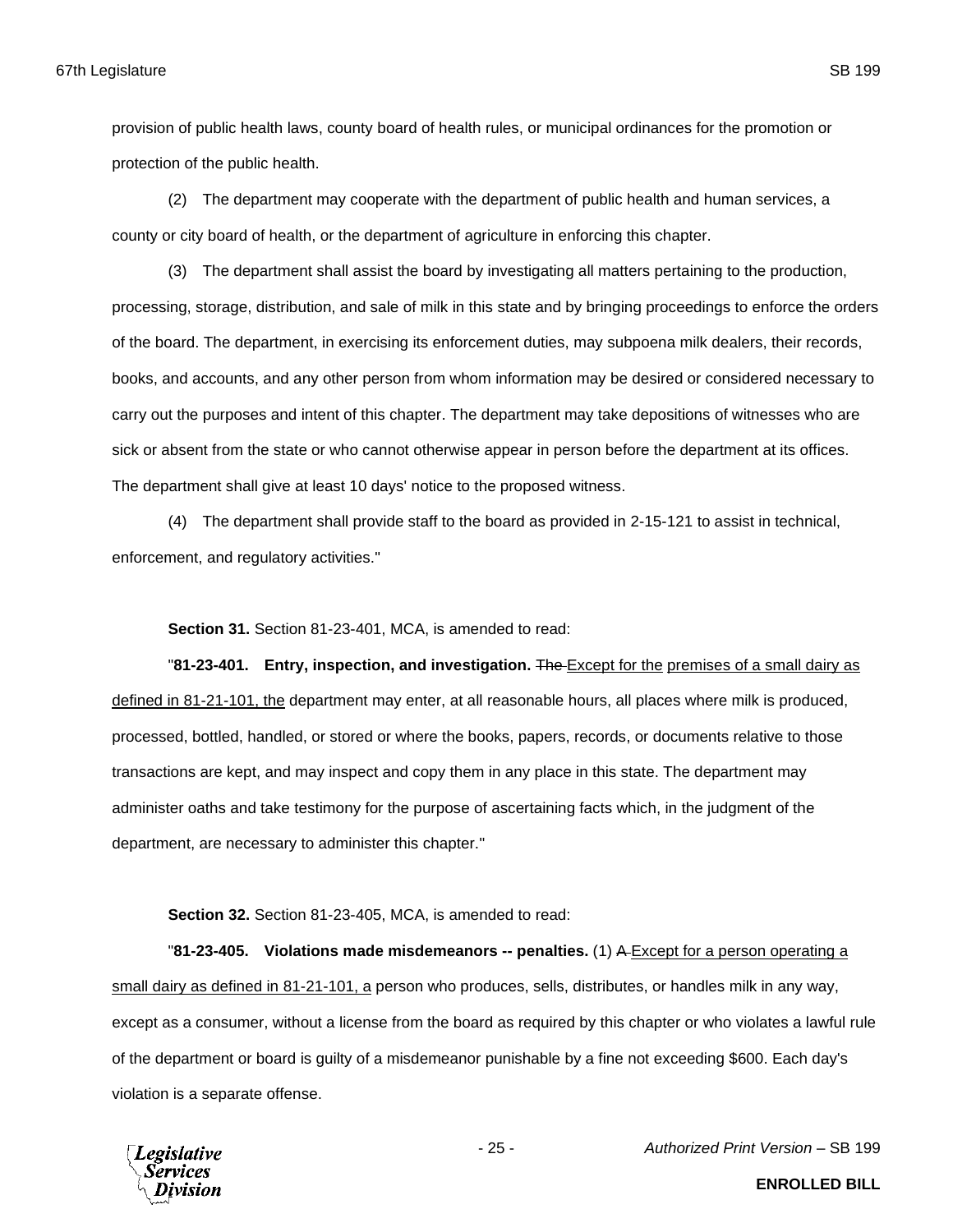provision of public health laws, county board of health rules, or municipal ordinances for the promotion or protection of the public health.

(2) The department may cooperate with the department of public health and human services, a county or city board of health, or the department of agriculture in enforcing this chapter.

(3) The department shall assist the board by investigating all matters pertaining to the production, processing, storage, distribution, and sale of milk in this state and by bringing proceedings to enforce the orders of the board. The department, in exercising its enforcement duties, may subpoena milk dealers, their records, books, and accounts, and any other person from whom information may be desired or considered necessary to carry out the purposes and intent of this chapter. The department may take depositions of witnesses who are sick or absent from the state or who cannot otherwise appear in person before the department at its offices. The department shall give at least 10 days' notice to the proposed witness.

(4) The department shall provide staff to the board as provided in 2-15-121 to assist in technical, enforcement, and regulatory activities."

**Section 31.** Section 81-23-401, MCA, is amended to read:

"**81-23-401. Entry, inspection, and investigation.** ~~The~~ <u>Except for the premises of a small dairy as defined in 81-21-101, the</u> department may enter, at all reasonable hours, all places where milk is produced, processed, bottled, handled, or stored or where the books, papers, records, or documents relative to those transactions are kept, and may inspect and copy them in any place in this state. The department may administer oaths and take testimony for the purpose of ascertaining facts which, in the judgment of the department, are necessary to administer this chapter."

**Section 32.** Section 81-23-405, MCA, is amended to read:

"**81-23-405. Violations made misdemeanors -- penalties.** (1) ~~A~~ <u>Except for a person operating a small dairy as defined in 81-21-101, a</u> person who produces, sells, distributes, or handles milk in any way, except as a consumer, without a license from the board as required by this chapter or who violates a lawful rule of the department or board is guilty of a misdemeanor punishable by a fine not exceeding $600. Each day's violation is a separate offense.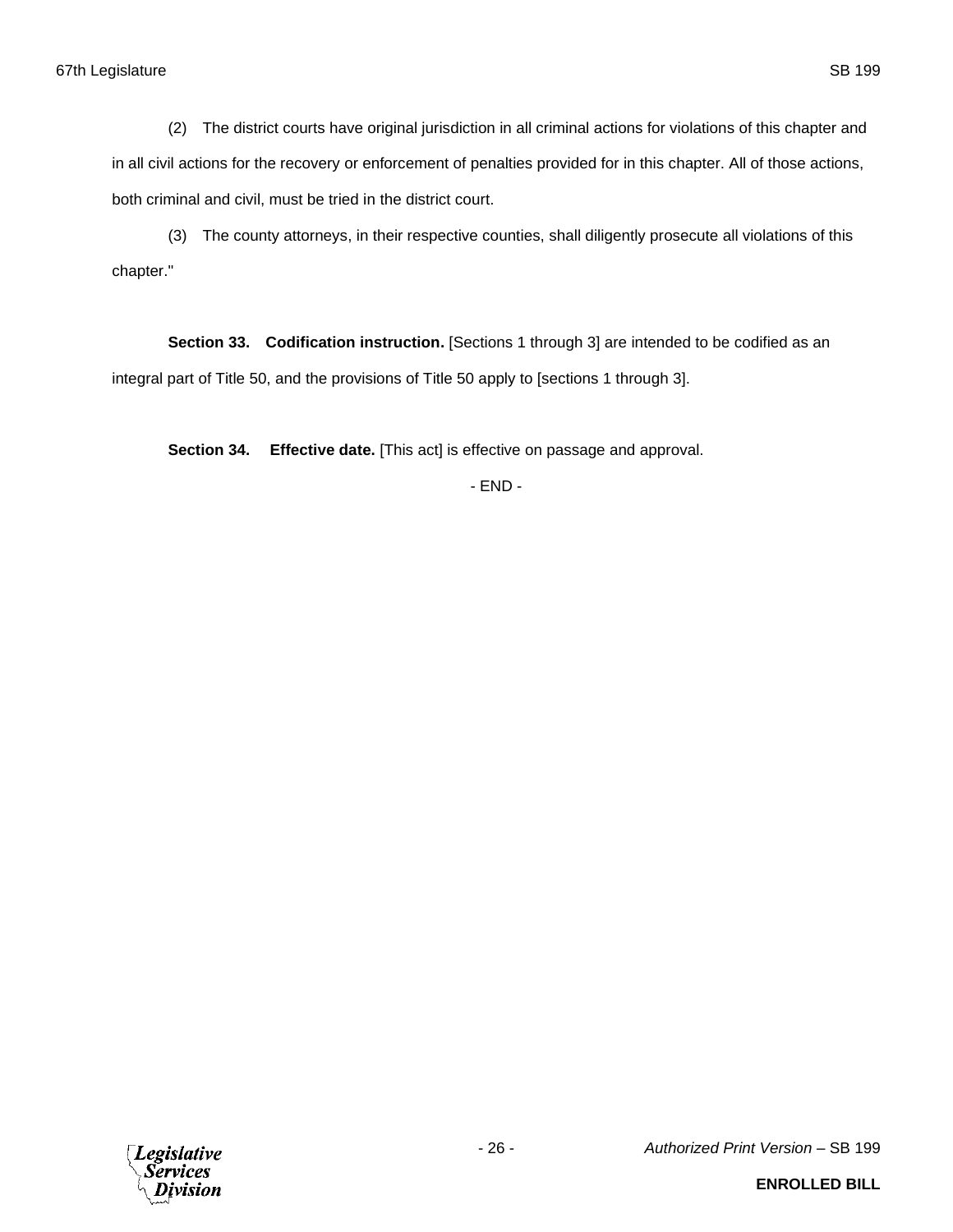(2) The district courts have original jurisdiction in all criminal actions for violations of this chapter and in all civil actions for the recovery or enforcement of penalties provided for in this chapter. All of those actions, both criminal and civil, must be tried in the district court.

(3) The county attorneys, in their respective counties, shall diligently prosecute all violations of this chapter."

**Section 33. Codification instruction.** [Sections 1 through 3] are intended to be codified as an integral part of Title 50, and the provisions of Title 50 apply to [sections 1 through 3].

**Section 34. Effective date.** [This act] is effective on passage and approval.

- END -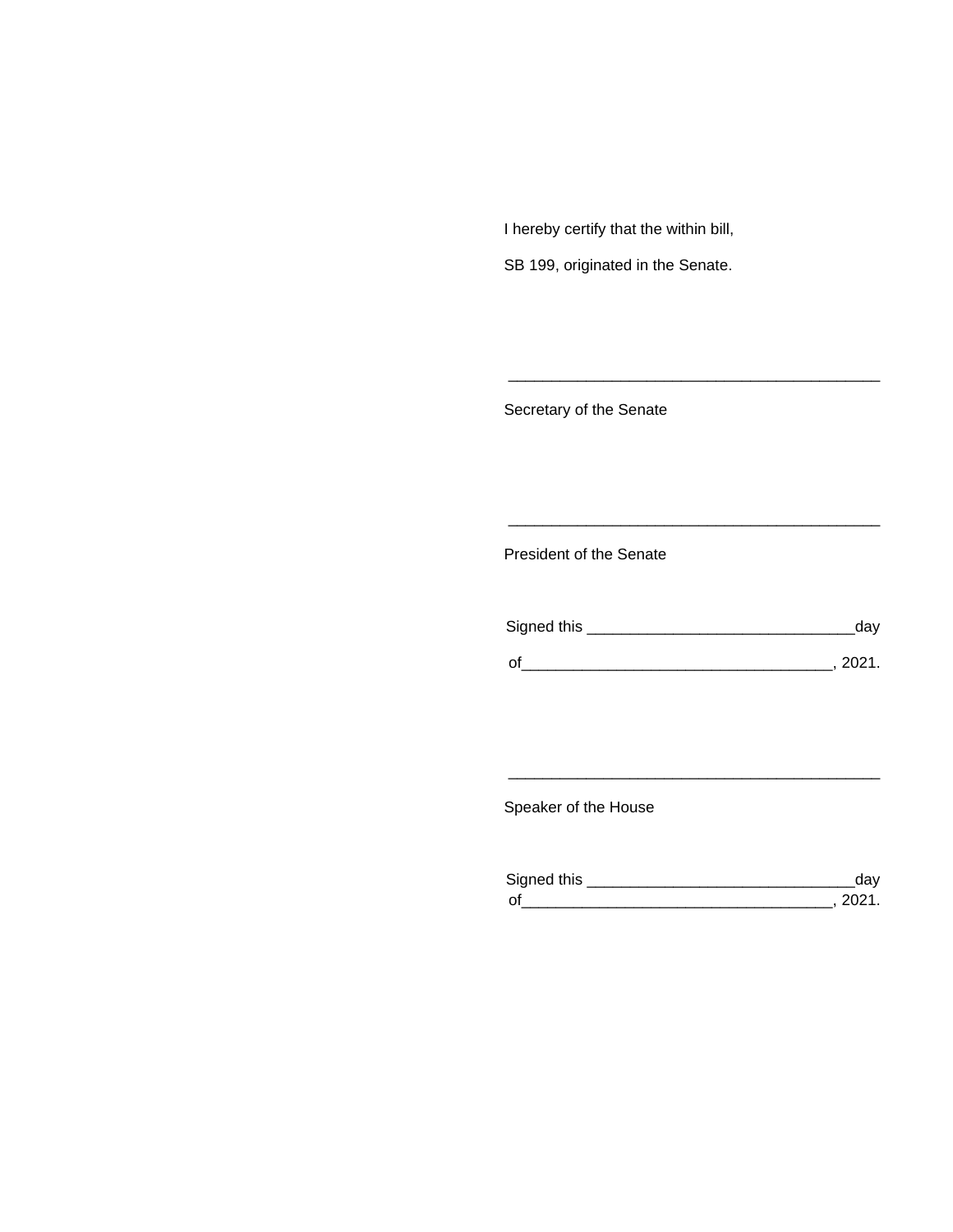I hereby certify that the within bill,

SB 199, originated in the Senate.

\_\_\_\_\_\_\_\_\_\_\_\_\_\_\_\_\_\_\_\_\_\_\_\_\_\_\_\_\_\_\_\_\_\_\_\_\_\_\_\_\_\_\_\_

Secretary of the Senate

\_\_\_\_\_\_\_\_\_\_\_\_\_\_\_\_\_\_\_\_\_\_\_\_\_\_\_\_\_\_\_\_\_\_\_\_\_\_\_\_\_\_\_\_

President of the Senate

Signed this \_\_\_\_\_\_\_\_\_\_\_\_\_\_\_\_\_\_\_\_\_\_\_\_\_\_\_\_\_\_\_day

of\_\_\_\_\_\_\_\_\_\_\_\_\_\_\_\_\_\_\_\_\_\_\_\_\_\_\_\_\_\_\_\_\_\_\_, 2021.

\_\_\_\_\_\_\_\_\_\_\_\_\_\_\_\_\_\_\_\_\_\_\_\_\_\_\_\_\_\_\_\_\_\_\_\_\_\_\_\_\_\_\_\_

Speaker of the House

Signed this \_\_\_\_\_\_\_\_\_\_\_\_\_\_\_\_\_\_\_\_\_\_\_\_\_\_\_\_\_\_\_day

of\_\_\_\_\_\_\_\_\_\_\_\_\_\_\_\_\_\_\_\_\_\_\_\_\_\_\_\_\_\_\_\_\_\_\_, 2021.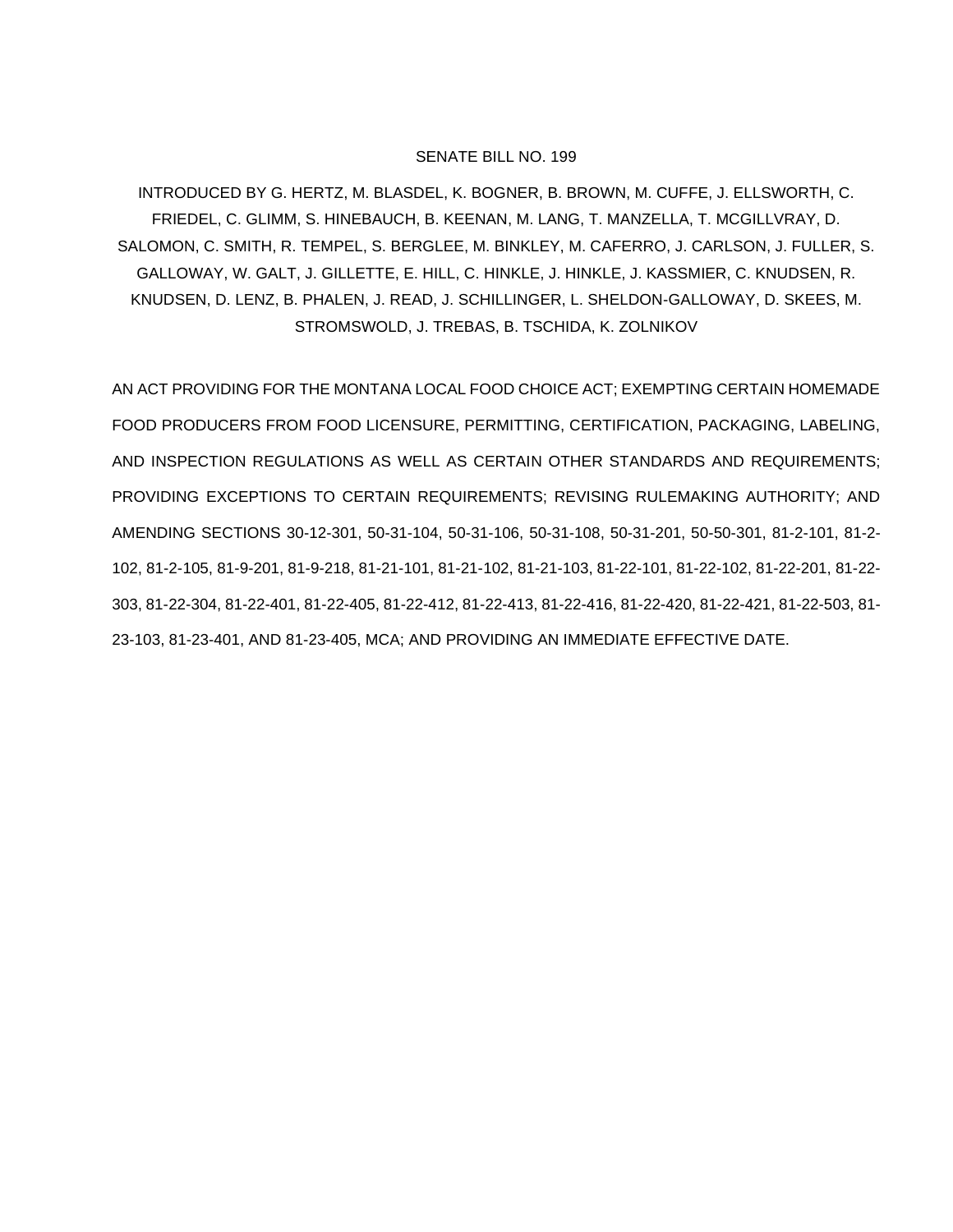SENATE BILL NO. 199

INTRODUCED BY G. HERTZ, M. BLASDEL, K. BOGNER, B. BROWN, M. CUFFE, J. ELLSWORTH, C. FRIEDEL, C. GLIMM, S. HINEBAUCH, B. KEENAN, M. LANG, T. MANZELLA, T. MCGILLVRAY, D. SALOMON, C. SMITH, R. TEMPEL, S. BERGLEE, M. BINKLEY, M. CAFERRO, J. CARLSON, J. FULLER, S. GALLOWAY, W. GALT, J. GILLETTE, E. HILL, C. HINKLE, J. HINKLE, J. KASSMIER, C. KNUDSEN, R. KNUDSEN, D. LENZ, B. PHALEN, J. READ, J. SCHILLINGER, L. SHELDON-GALLOWAY, D. SKEES, M. STROMSWOLD, J. TREBAS, B. TSCHIDA, K. ZOLNIKOV

AN ACT PROVIDING FOR THE MONTANA LOCAL FOOD CHOICE ACT; EXEMPTING CERTAIN HOMEMADE FOOD PRODUCERS FROM FOOD LICENSURE, PERMITTING, CERTIFICATION, PACKAGING, LABELING, AND INSPECTION REGULATIONS AS WELL AS CERTAIN OTHER STANDARDS AND REQUIREMENTS; PROVIDING EXCEPTIONS TO CERTAIN REQUIREMENTS; REVISING RULEMAKING AUTHORITY; AND AMENDING SECTIONS 30-12-301, 50-31-104, 50-31-106, 50-31-108, 50-31-201, 50-50-301, 81-2-101, 81-2-102, 81-2-105, 81-9-201, 81-9-218, 81-21-101, 81-21-102, 81-21-103, 81-22-101, 81-22-102, 81-22-201, 81-22-303, 81-22-304, 81-22-401, 81-22-405, 81-22-412, 81-22-413, 81-22-416, 81-22-420, 81-22-421, 81-22-503, 81-23-103, 81-23-401, AND 81-23-405, MCA; AND PROVIDING AN IMMEDIATE EFFECTIVE DATE.